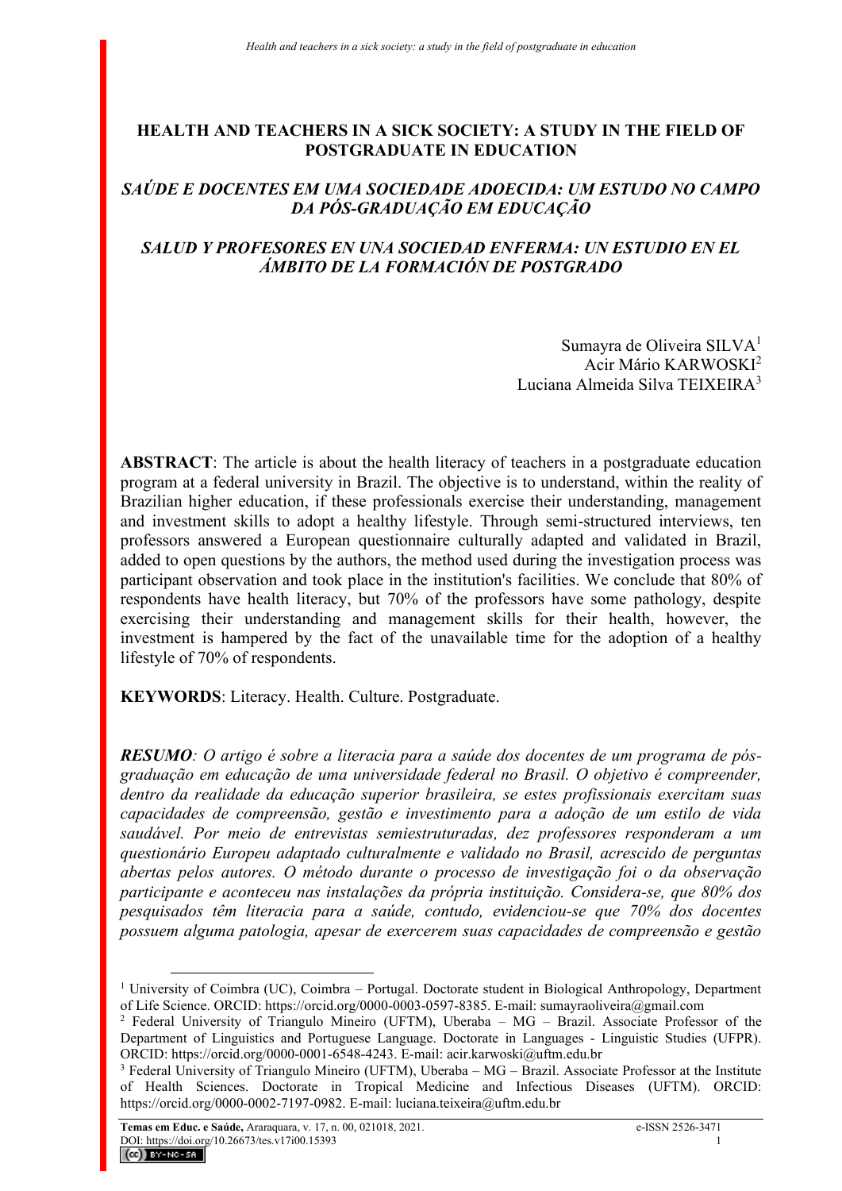# HEALTH AND TEACHERS IN A SICK SOCIETY: A STUDY IN THE FIELD OF POSTGRADUATE IN EDUCATION

## *SAÚDE E DOCENTES EM UMA SOCIEDADE ADOECIDA: UM ESTUDO NO CAMPO DA PÓS-GRADUAÇÃO EM EDUCAÇÃO*

## *SALUD Y PROFESORES EN UNA SOCIEDAD ENFERMA: UN ESTUDIO EN EL ÁMBITO DE LA FORMACIÓN DE POSTGRADO*

Sumayra de Oliveira SILVA[1]
Acir Mário KARWOSKI[2]
Luciana Almeida Silva TEIXEIRA[3]

**ABSTRACT**: The article is about the health literacy of teachers in a postgraduate education program at a federal university in Brazil. The objective is to understand, within the reality of Brazilian higher education, if these professionals exercise their understanding, management and investment skills to adopt a healthy lifestyle. Through semi-structured interviews, ten professors answered a European questionnaire culturally adapted and validated in Brazil, added to open questions by the authors, the method used during the investigation process was participant observation and took place in the institution's facilities. We conclude that 80% of respondents have health literacy, but 70% of the professors have some pathology, despite exercising their understanding and management skills for their health, however, the investment is hampered by the fact of the unavailable time for the adoption of a healthy lifestyle of 70% of respondents.

**KEYWORDS**: Literacy. Health. Culture. Postgraduate.

***RESUMO****: O artigo é sobre a literacia para a saúde dos docentes de um programa de pós-graduação em educação de uma universidade federal no Brasil. O objetivo é compreender, dentro da realidade da educação superior brasileira, se estes profissionais exercitam suas capacidades de compreensão, gestão e investimento para a adoção de um estilo de vida saudável. Por meio de entrevistas semiestruturadas, dez professores responderam a um questionário Europeu adaptado culturalmente e validado no Brasil, acrescido de perguntas abertas pelos autores. O método durante o processo de investigação foi o da observação participante e aconteceu nas instalações da própria instituição. Considera-se, que 80% dos pesquisados têm literacia para a saúde, contudo, evidenciou-se que 70% dos docentes possuem alguma patologia, apesar de exercerem suas capacidades de compreensão e gestão*

---

[1] University of Coimbra (UC), Coimbra – Portugal. Doctorate student in Biological Anthropology, Department of Life Science. ORCID: https://orcid.org/0000-0003-0597-8385. E-mail: sumayraoliveira@gmail.com

[2] Federal University of Triangulo Mineiro (UFTM), Uberaba – MG – Brazil. Associate Professor of the Department of Linguistics and Portuguese Language. Doctorate in Languages - Linguistic Studies (UFPR). ORCID: https://orcid.org/0000-0001-6548-4243. E-mail: acir.karwoski@uftm.edu.br

[3] Federal University of Triangulo Mineiro (UFTM), Uberaba – MG – Brazil. Associate Professor at the Institute of Health Sciences. Doctorate in Tropical Medicine and Infectious Diseases (UFTM). ORCID: https://orcid.org/0000-0002-7197-0982. E-mail: luciana.teixeira@uftm.edu.br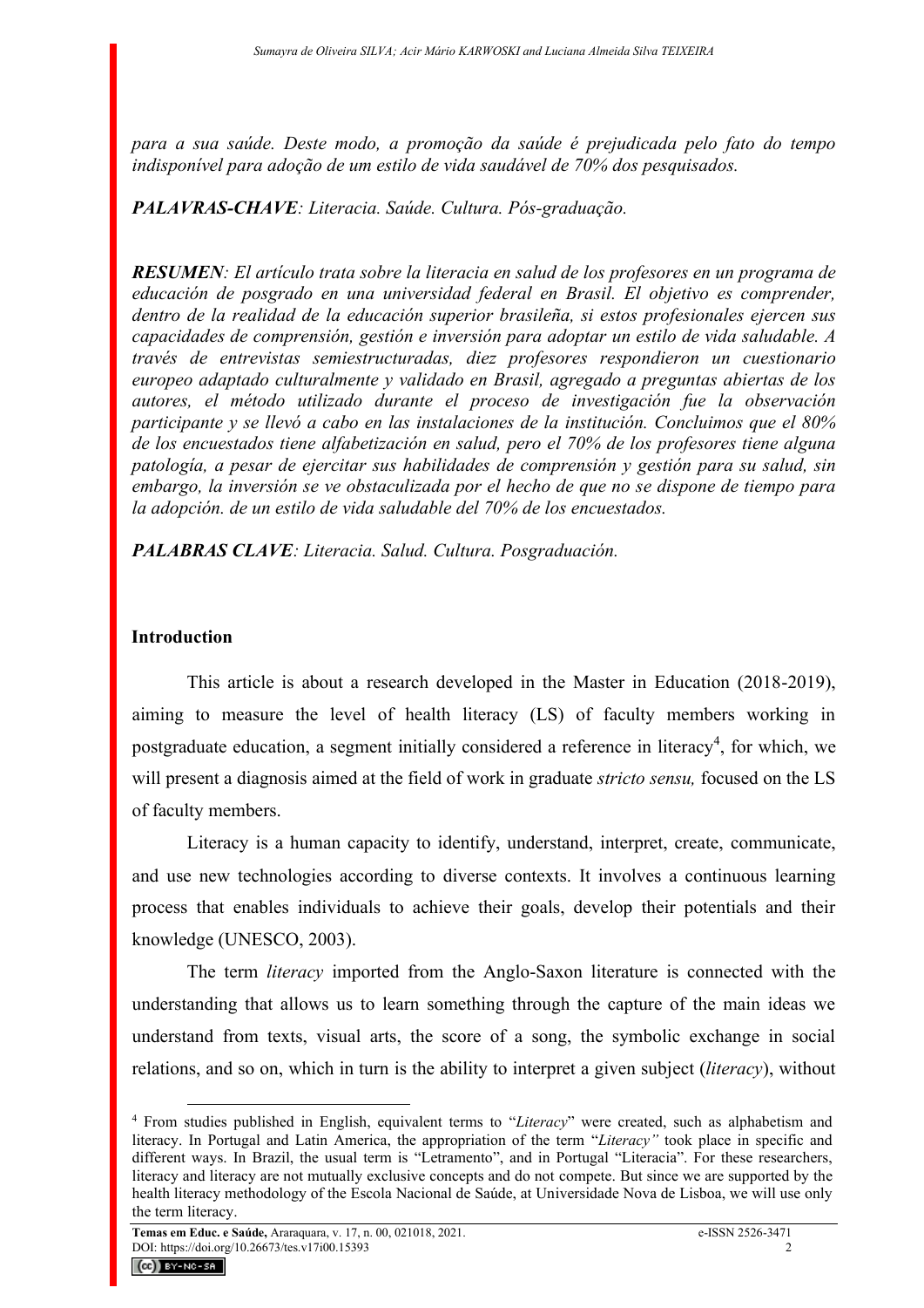*para a sua saúde. Deste modo, a promoção da saúde é prejudicada pelo fato do tempo indisponível para adoção de um estilo de vida saudável de 70% dos pesquisados.*

***PALAVRAS-CHAVE****: Literacia. Saúde. Cultura. Pós-graduação.*

***RESUMEN****: El artículo trata sobre la literacia en salud de los profesores en un programa de educación de posgrado en una universidad federal en Brasil. El objetivo es comprender, dentro de la realidad de la educación superior brasileña, si estos profesionales ejercen sus capacidades de comprensión, gestión e inversión para adoptar un estilo de vida saludable. A través de entrevistas semiestructuradas, diez profesores respondieron un cuestionario europeo adaptado culturalmente y validado en Brasil, agregado a preguntas abiertas de los autores, el método utilizado durante el proceso de investigación fue la observación participante y se llevó a cabo en las instalaciones de la institución. Concluimos que el 80% de los encuestados tiene alfabetización en salud, pero el 70% de los profesores tiene alguna patología, a pesar de ejercitar sus habilidades de comprensión y gestión para su salud, sin embargo, la inversión se ve obstaculizada por el hecho de que no se dispone de tiempo para la adopción. de un estilo de vida saludable del 70% de los encuestados.*

***PALABRAS CLAVE****: Literacia. Salud. Cultura. Posgraduación.*

## Introduction

This article is about a research developed in the Master in Education (2018-2019), aiming to measure the level of health literacy (LS) of faculty members working in postgraduate education, a segment initially considered a reference in literacy[4], for which, we will present a diagnosis aimed at the field of work in graduate *stricto sensu,* focused on the LS of faculty members.

Literacy is a human capacity to identify, understand, interpret, create, communicate, and use new technologies according to diverse contexts. It involves a continuous learning process that enables individuals to achieve their goals, develop their potentials and their knowledge (UNESCO, 2003).

The term *literacy* imported from the Anglo-Saxon literature is connected with the understanding that allows us to learn something through the capture of the main ideas we understand from texts, visual arts, the score of a song, the symbolic exchange in social relations, and so on, which in turn is the ability to interpret a given subject (*literacy*), without

---

[4] From studies published in English, equivalent terms to "*Literacy*" were created, such as alphabetism and literacy. In Portugal and Latin America, the appropriation of the term "*Literacy"* took place in specific and different ways. In Brazil, the usual term is "Letramento", and in Portugal "Literacia". For these researchers, literacy and literacy are not mutually exclusive concepts and do not compete. But since we are supported by the health literacy methodology of the Escola Nacional de Saúde, at Universidade Nova de Lisboa, we will use only the term literacy.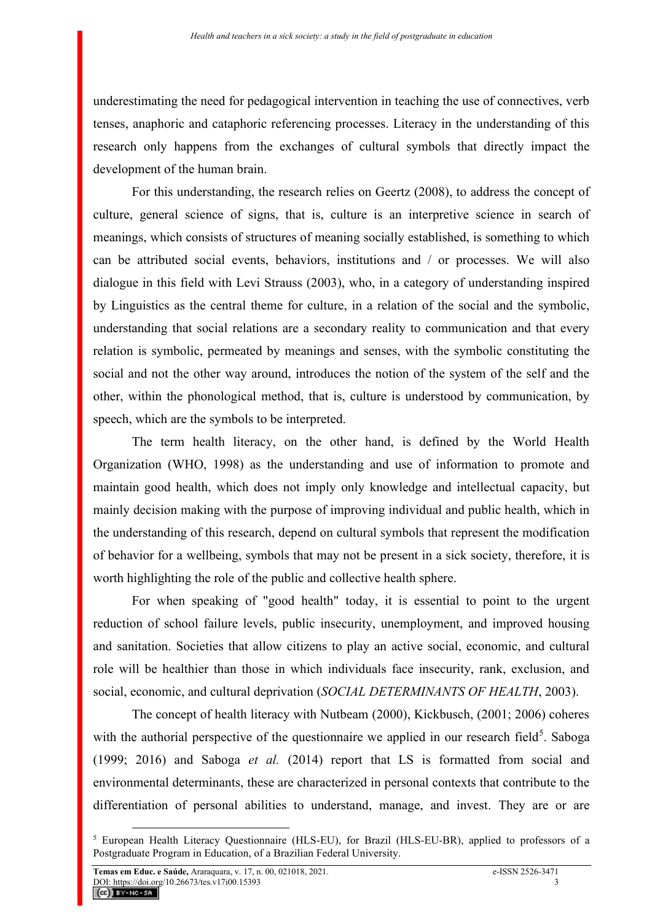underestimating the need for pedagogical intervention in teaching the use of connectives, verb tenses, anaphoric and cataphoric referencing processes. Literacy in the understanding of this research only happens from the exchanges of cultural symbols that directly impact the development of the human brain.

For this understanding, the research relies on Geertz (2008), to address the concept of culture, general science of signs, that is, culture is an interpretive science in search of meanings, which consists of structures of meaning socially established, is something to which can be attributed social events, behaviors, institutions and / or processes. We will also dialogue in this field with Levi Strauss (2003), who, in a category of understanding inspired by Linguistics as the central theme for culture, in a relation of the social and the symbolic, understanding that social relations are a secondary reality to communication and that every relation is symbolic, permeated by meanings and senses, with the symbolic constituting the social and not the other way around, introduces the notion of the system of the self and the other, within the phonological method, that is, culture is understood by communication, by speech, which are the symbols to be interpreted.

The term health literacy, on the other hand, is defined by the World Health Organization (WHO, 1998) as the understanding and use of information to promote and maintain good health, which does not imply only knowledge and intellectual capacity, but mainly decision making with the purpose of improving individual and public health, which in the understanding of this research, depend on cultural symbols that represent the modification of behavior for a wellbeing, symbols that may not be present in a sick society, therefore, it is worth highlighting the role of the public and collective health sphere.

For when speaking of "good health" today, it is essential to point to the urgent reduction of school failure levels, public insecurity, unemployment, and improved housing and sanitation. Societies that allow citizens to play an active social, economic, and cultural role will be healthier than those in which individuals face insecurity, rank, exclusion, and social, economic, and cultural deprivation (*SOCIAL DETERMINANTS OF HEALTH*, 2003).

The concept of health literacy with Nutbeam (2000), Kickbusch, (2001; 2006) coheres with the authorial perspective of the questionnaire we applied in our research field[5]. Saboga (1999; 2016) and Saboga *et al.* (2014) report that LS is formatted from social and environmental determinants, these are characterized in personal contexts that contribute to the differentiation of personal abilities to understand, manage, and invest. They are or are

[5] European Health Literacy Questionnaire (HLS-EU), for Brazil (HLS-EU-BR), applied to professors of a Postgraduate Program in Education, of a Brazilian Federal University.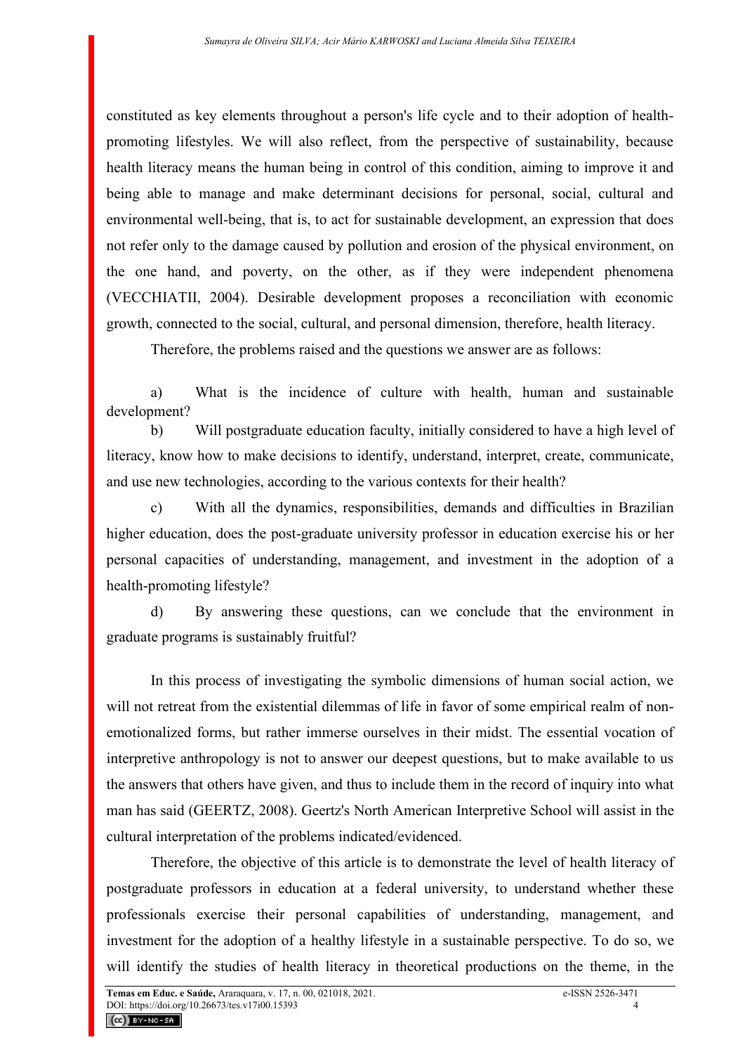constituted as key elements throughout a person's life cycle and to their adoption of health-promoting lifestyles. We will also reflect, from the perspective of sustainability, because health literacy means the human being in control of this condition, aiming to improve it and being able to manage and make determinant decisions for personal, social, cultural and environmental well-being, that is, to act for sustainable development, an expression that does not refer only to the damage caused by pollution and erosion of the physical environment, on the one hand, and poverty, on the other, as if they were independent phenomena (VECCHIATII, 2004). Desirable development proposes a reconciliation with economic growth, connected to the social, cultural, and personal dimension, therefore, health literacy.

Therefore, the problems raised and the questions we answer are as follows:

a) What is the incidence of culture with health, human and sustainable development?

b) Will postgraduate education faculty, initially considered to have a high level of literacy, know how to make decisions to identify, understand, interpret, create, communicate, and use new technologies, according to the various contexts for their health?

c) With all the dynamics, responsibilities, demands and difficulties in Brazilian higher education, does the post-graduate university professor in education exercise his or her personal capacities of understanding, management, and investment in the adoption of a health-promoting lifestyle?

d) By answering these questions, can we conclude that the environment in graduate programs is sustainably fruitful?

In this process of investigating the symbolic dimensions of human social action, we will not retreat from the existential dilemmas of life in favor of some empirical realm of non-emotionalized forms, but rather immerse ourselves in their midst. The essential vocation of interpretive anthropology is not to answer our deepest questions, but to make available to us the answers that others have given, and thus to include them in the record of inquiry into what man has said (GEERTZ, 2008). Geertz's North American Interpretive School will assist in the cultural interpretation of the problems indicated/evidenced.

Therefore, the objective of this article is to demonstrate the level of health literacy of postgraduate professors in education at a federal university, to understand whether these professionals exercise their personal capabilities of understanding, management, and investment for the adoption of a healthy lifestyle in a sustainable perspective. To do so, we will identify the studies of health literacy in theoretical productions on the theme, in the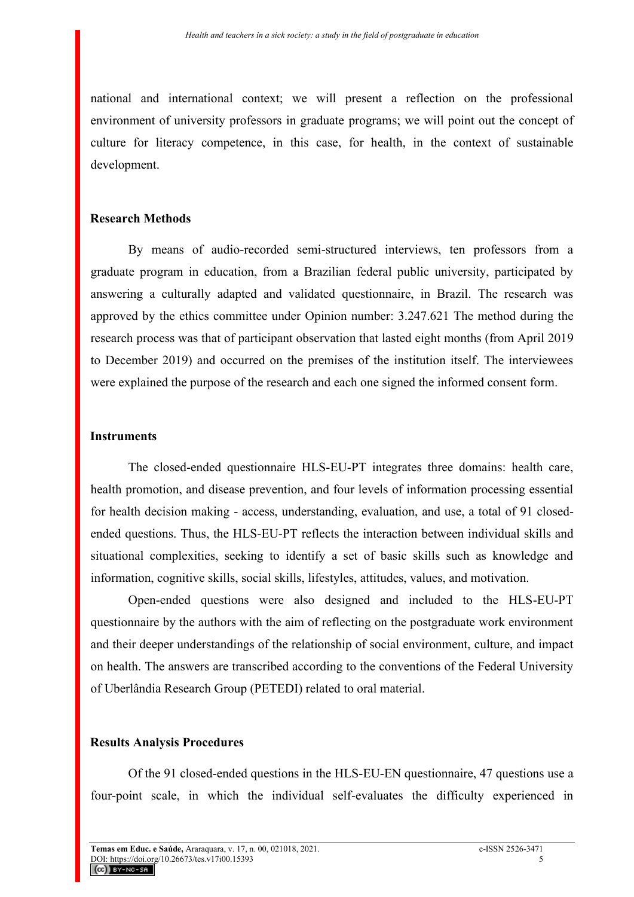national and international context; we will present a reflection on the professional environment of university professors in graduate programs; we will point out the concept of culture for literacy competence, in this case, for health, in the context of sustainable development.

## Research Methods

By means of audio-recorded semi-structured interviews, ten professors from a graduate program in education, from a Brazilian federal public university, participated by answering a culturally adapted and validated questionnaire, in Brazil. The research was approved by the ethics committee under Opinion number: 3.247.621 The method during the research process was that of participant observation that lasted eight months (from April 2019 to December 2019) and occurred on the premises of the institution itself. The interviewees were explained the purpose of the research and each one signed the informed consent form.

## Instruments

The closed-ended questionnaire HLS-EU-PT integrates three domains: health care, health promotion, and disease prevention, and four levels of information processing essential for health decision making - access, understanding, evaluation, and use, a total of 91 closed-ended questions. Thus, the HLS-EU-PT reflects the interaction between individual skills and situational complexities, seeking to identify a set of basic skills such as knowledge and information, cognitive skills, social skills, lifestyles, attitudes, values, and motivation.

Open-ended questions were also designed and included to the HLS-EU-PT questionnaire by the authors with the aim of reflecting on the postgraduate work environment and their deeper understandings of the relationship of social environment, culture, and impact on health. The answers are transcribed according to the conventions of the Federal University of Uberlândia Research Group (PETEDI) related to oral material.

## Results Analysis Procedures

Of the 91 closed-ended questions in the HLS-EU-EN questionnaire, 47 questions use a four-point scale, in which the individual self-evaluates the difficulty experienced in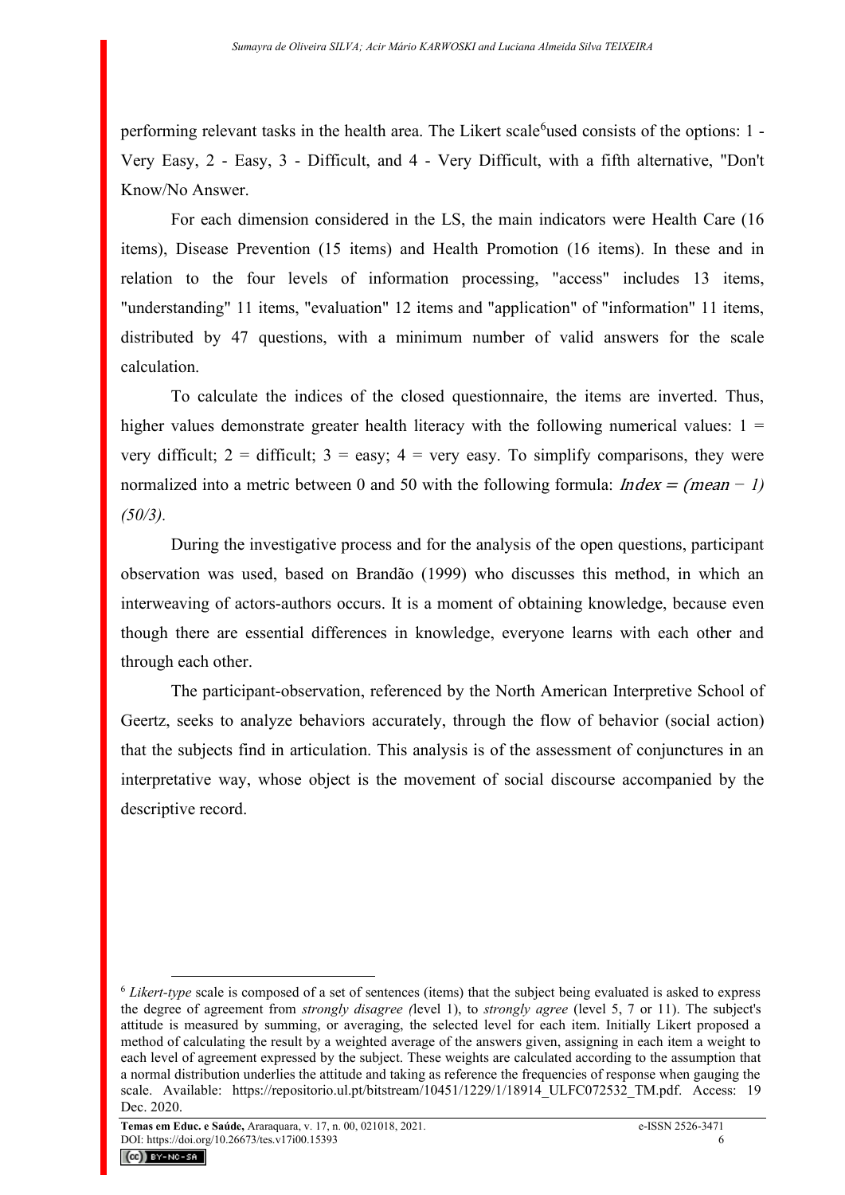performing relevant tasks in the health area. The Likert scale[6] used consists of the options: 1 - Very Easy, 2 - Easy, 3 - Difficult, and 4 - Very Difficult, with a fifth alternative, "Don't Know/No Answer.

For each dimension considered in the LS, the main indicators were Health Care (16 items), Disease Prevention (15 items) and Health Promotion (16 items). In these and in relation to the four levels of information processing, "access" includes 13 items, "understanding" 11 items, "evaluation" 12 items and "application" of "information" 11 items, distributed by 47 questions, with a minimum number of valid answers for the scale calculation.

To calculate the indices of the closed questionnaire, the items are inverted. Thus, higher values demonstrate greater health literacy with the following numerical values: 1 = very difficult; 2 = difficult; 3 = easy; 4 = very easy. To simplify comparisons, they were normalized into a metric between 0 and 50 with the following formula: $Index = (mean - 1)(50/3)$.

During the investigative process and for the analysis of the open questions, participant observation was used, based on Brandão (1999) who discusses this method, in which an interweaving of actors-authors occurs. It is a moment of obtaining knowledge, because even though there are essential differences in knowledge, everyone learns with each other and through each other.

The participant-observation, referenced by the North American Interpretive School of Geertz, seeks to analyze behaviors accurately, through the flow of behavior (social action) that the subjects find in articulation. This analysis is of the assessment of conjunctures in an interpretative way, whose object is the movement of social discourse accompanied by the descriptive record.

---

[6] *Likert-type* scale is composed of a set of sentences (items) that the subject being evaluated is asked to express the degree of agreement from *strongly disagree (*level 1), to *strongly agree* (level 5, 7 or 11). The subject's attitude is measured by summing, or averaging, the selected level for each item. Initially Likert proposed a method of calculating the result by a weighted average of the answers given, assigning in each item a weight to each level of agreement expressed by the subject. These weights are calculated according to the assumption that a normal distribution underlies the attitude and taking as reference the frequencies of response when gauging the scale. Available: https://repositorio.ul.pt/bitstream/10451/1229/1/18914_ULFC072532_TM.pdf. Access: 19 Dec. 2020.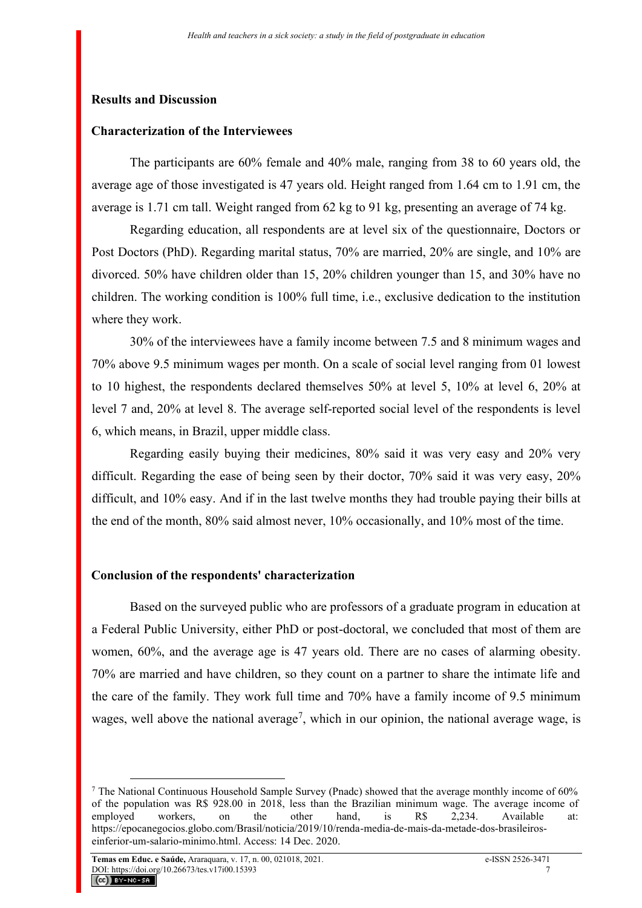## Results and Discussion

### Characterization of the Interviewees

The participants are 60% female and 40% male, ranging from 38 to 60 years old, the average age of those investigated is 47 years old. Height ranged from 1.64 cm to 1.91 cm, the average is 1.71 cm tall. Weight ranged from 62 kg to 91 kg, presenting an average of 74 kg.

Regarding education, all respondents are at level six of the questionnaire, Doctors or Post Doctors (PhD). Regarding marital status, 70% are married, 20% are single, and 10% are divorced. 50% have children older than 15, 20% children younger than 15, and 30% have no children. The working condition is 100% full time, i.e., exclusive dedication to the institution where they work.

30% of the interviewees have a family income between 7.5 and 8 minimum wages and 70% above 9.5 minimum wages per month. On a scale of social level ranging from 01 lowest to 10 highest, the respondents declared themselves 50% at level 5, 10% at level 6, 20% at level 7 and, 20% at level 8. The average self-reported social level of the respondents is level 6, which means, in Brazil, upper middle class.

Regarding easily buying their medicines, 80% said it was very easy and 20% very difficult. Regarding the ease of being seen by their doctor, 70% said it was very easy, 20% difficult, and 10% easy. And if in the last twelve months they had trouble paying their bills at the end of the month, 80% said almost never, 10% occasionally, and 10% most of the time.

### Conclusion of the respondents' characterization

Based on the surveyed public who are professors of a graduate program in education at a Federal Public University, either PhD or post-doctoral, we concluded that most of them are women, 60%, and the average age is 47 years old. There are no cases of alarming obesity. 70% are married and have children, so they count on a partner to share the intimate life and the care of the family. They work full time and 70% have a family income of 9.5 minimum wages, well above the national average[7], which in our opinion, the national average wage, is

---

[7] The National Continuous Household Sample Survey (Pnadc) showed that the average monthly income of 60% of the population was R$ 928.00 in 2018, less than the Brazilian minimum wage. The average income of employed workers, on the other hand, is R$ 2,234. Available at: https://epocanegocios.globo.com/Brasil/noticia/2019/10/renda-media-de-mais-da-metade-dos-brasileiros-einferior-um-salario-minimo.html. Access: 14 Dec. 2020.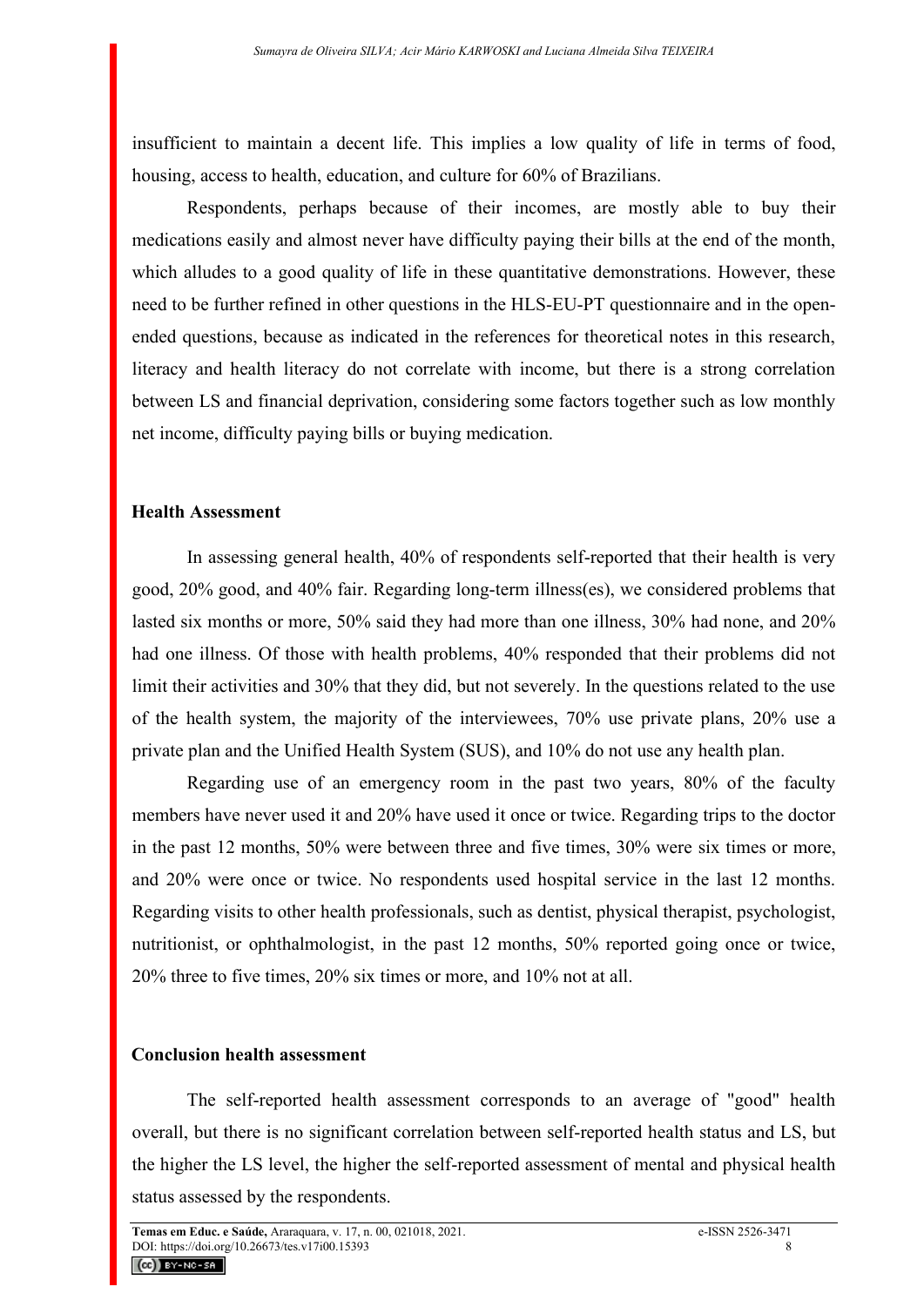insufficient to maintain a decent life. This implies a low quality of life in terms of food, housing, access to health, education, and culture for 60% of Brazilians.

Respondents, perhaps because of their incomes, are mostly able to buy their medications easily and almost never have difficulty paying their bills at the end of the month, which alludes to a good quality of life in these quantitative demonstrations. However, these need to be further refined in other questions in the HLS-EU-PT questionnaire and in the open-ended questions, because as indicated in the references for theoretical notes in this research, literacy and health literacy do not correlate with income, but there is a strong correlation between LS and financial deprivation, considering some factors together such as low monthly net income, difficulty paying bills or buying medication.

## Health Assessment

In assessing general health, 40% of respondents self-reported that their health is very good, 20% good, and 40% fair. Regarding long-term illness(es), we considered problems that lasted six months or more, 50% said they had more than one illness, 30% had none, and 20% had one illness. Of those with health problems, 40% responded that their problems did not limit their activities and 30% that they did, but not severely. In the questions related to the use of the health system, the majority of the interviewees, 70% use private plans, 20% use a private plan and the Unified Health System (SUS), and 10% do not use any health plan.

Regarding use of an emergency room in the past two years, 80% of the faculty members have never used it and 20% have used it once or twice. Regarding trips to the doctor in the past 12 months, 50% were between three and five times, 30% were six times or more, and 20% were once or twice. No respondents used hospital service in the last 12 months. Regarding visits to other health professionals, such as dentist, physical therapist, psychologist, nutritionist, or ophthalmologist, in the past 12 months, 50% reported going once or twice, 20% three to five times, 20% six times or more, and 10% not at all.

## Conclusion health assessment

The self-reported health assessment corresponds to an average of "good" health overall, but there is no significant correlation between self-reported health status and LS, but the higher the LS level, the higher the self-reported assessment of mental and physical health status assessed by the respondents.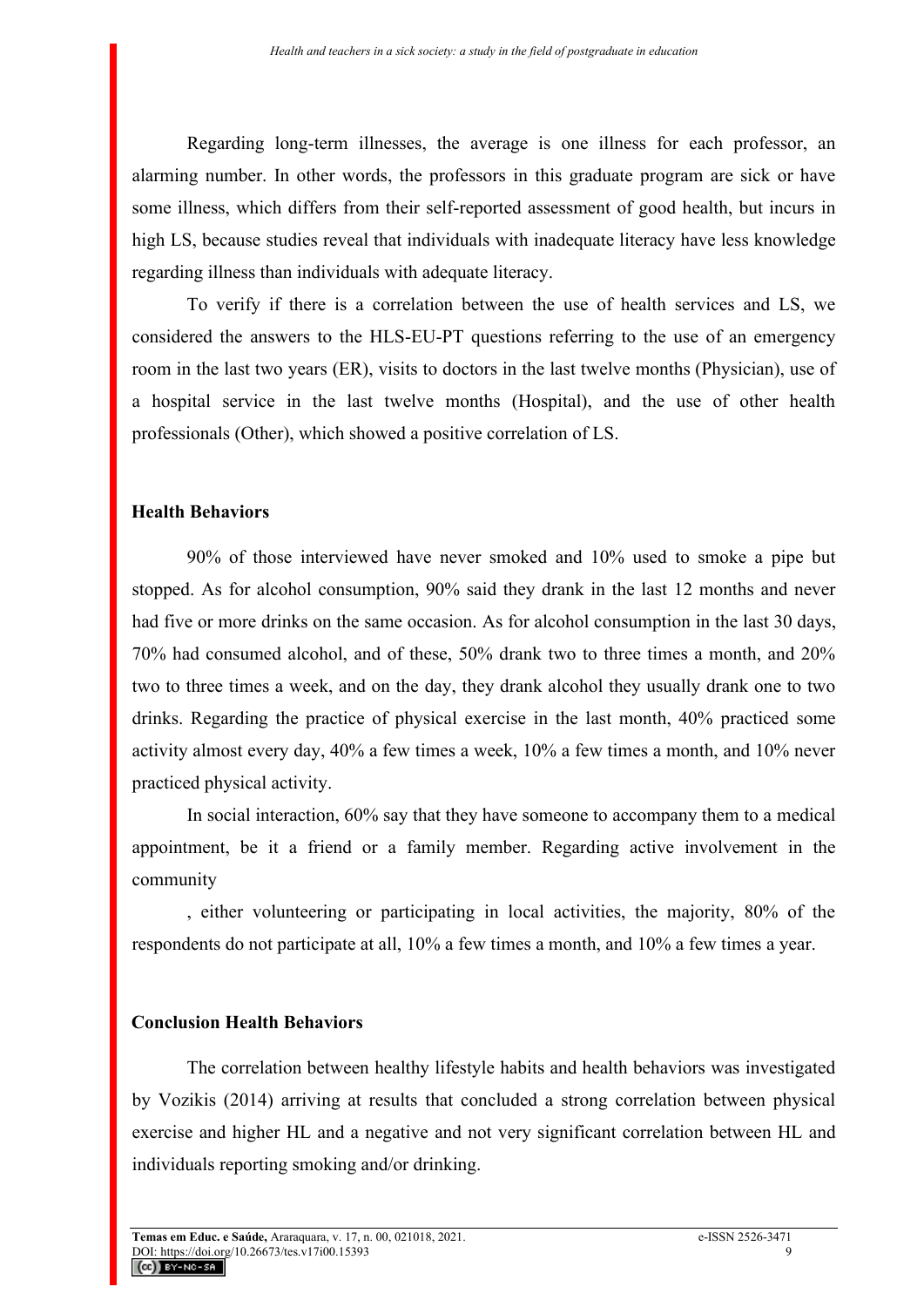Regarding long-term illnesses, the average is one illness for each professor, an alarming number. In other words, the professors in this graduate program are sick or have some illness, which differs from their self-reported assessment of good health, but incurs in high LS, because studies reveal that individuals with inadequate literacy have less knowledge regarding illness than individuals with adequate literacy.

To verify if there is a correlation between the use of health services and LS, we considered the answers to the HLS-EU-PT questions referring to the use of an emergency room in the last two years (ER), visits to doctors in the last twelve months (Physician), use of a hospital service in the last twelve months (Hospital), and the use of other health professionals (Other), which showed a positive correlation of LS.

## Health Behaviors

90% of those interviewed have never smoked and 10% used to smoke a pipe but stopped. As for alcohol consumption, 90% said they drank in the last 12 months and never had five or more drinks on the same occasion. As for alcohol consumption in the last 30 days, 70% had consumed alcohol, and of these, 50% drank two to three times a month, and 20% two to three times a week, and on the day, they drank alcohol they usually drank one to two drinks. Regarding the practice of physical exercise in the last month, 40% practiced some activity almost every day, 40% a few times a week, 10% a few times a month, and 10% never practiced physical activity.

In social interaction, 60% say that they have someone to accompany them to a medical appointment, be it a friend or a family member. Regarding active involvement in the community

, either volunteering or participating in local activities, the majority, 80% of the respondents do not participate at all, 10% a few times a month, and 10% a few times a year.

## Conclusion Health Behaviors

The correlation between healthy lifestyle habits and health behaviors was investigated by Vozikis (2014) arriving at results that concluded a strong correlation between physical exercise and higher HL and a negative and not very significant correlation between HL and individuals reporting smoking and/or drinking.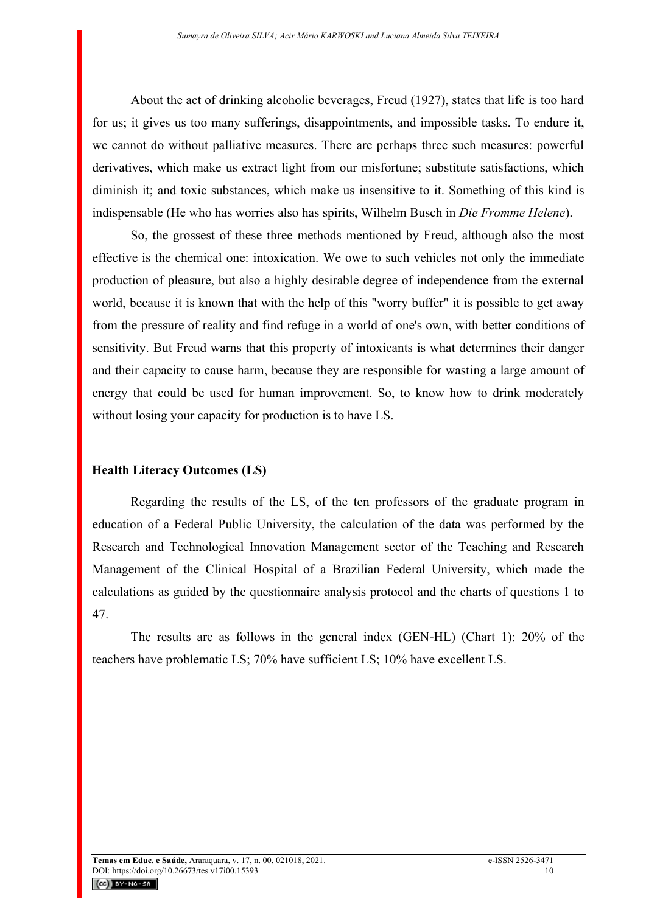About the act of drinking alcoholic beverages, Freud (1927), states that life is too hard for us; it gives us too many sufferings, disappointments, and impossible tasks. To endure it, we cannot do without palliative measures. There are perhaps three such measures: powerful derivatives, which make us extract light from our misfortune; substitute satisfactions, which diminish it; and toxic substances, which make us insensitive to it. Something of this kind is indispensable (He who has worries also has spirits, Wilhelm Busch in *Die Fromme Helene*).

So, the grossest of these three methods mentioned by Freud, although also the most effective is the chemical one: intoxication. We owe to such vehicles not only the immediate production of pleasure, but also a highly desirable degree of independence from the external world, because it is known that with the help of this "worry buffer" it is possible to get away from the pressure of reality and find refuge in a world of one's own, with better conditions of sensitivity. But Freud warns that this property of intoxicants is what determines their danger and their capacity to cause harm, because they are responsible for wasting a large amount of energy that could be used for human improvement. So, to know how to drink moderately without losing your capacity for production is to have LS.

## Health Literacy Outcomes (LS)

Regarding the results of the LS, of the ten professors of the graduate program in education of a Federal Public University, the calculation of the data was performed by the Research and Technological Innovation Management sector of the Teaching and Research Management of the Clinical Hospital of a Brazilian Federal University, which made the calculations as guided by the questionnaire analysis protocol and the charts of questions 1 to 47.

The results are as follows in the general index (GEN-HL) (Chart 1): 20% of the teachers have problematic LS; 70% have sufficient LS; 10% have excellent LS.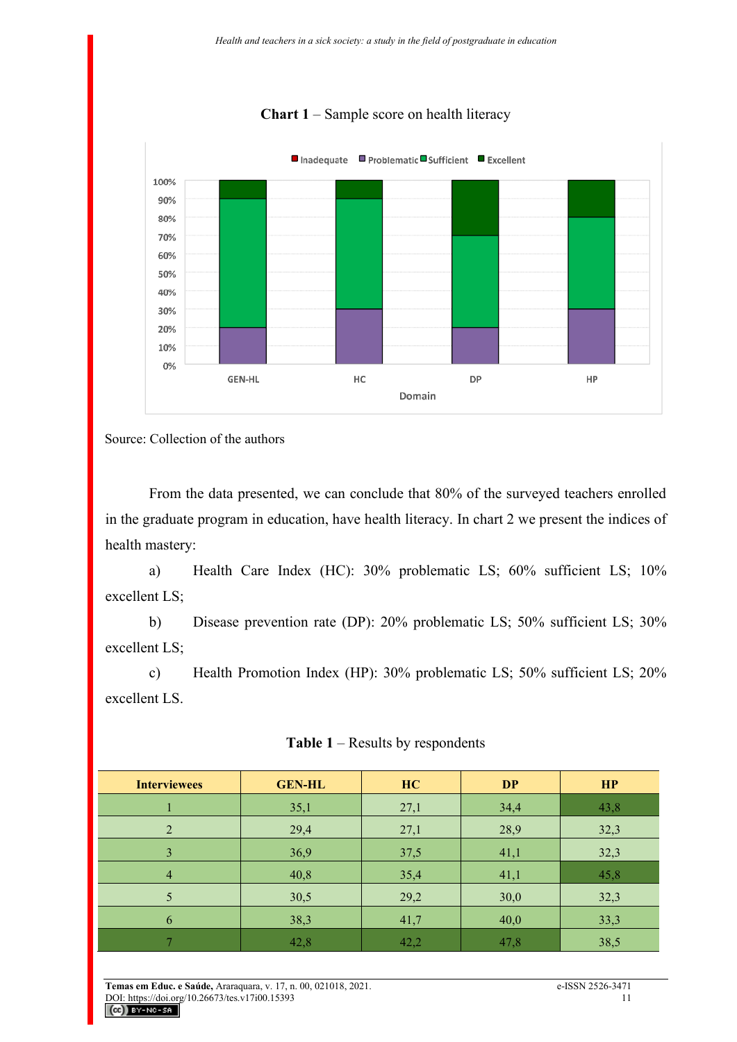**Chart 1** – Sample score on health literacy

Source: Collection of the authors

From the data presented, we can conclude that 80% of the surveyed teachers enrolled in the graduate program in education, have health literacy. In chart 2 we present the indices of health mastery:

a) Health Care Index (HC): 30% problematic LS; 60% sufficient LS; 10% excellent LS;

b) Disease prevention rate (DP): 20% problematic LS; 50% sufficient LS; 30% excellent LS;

c) Health Promotion Index (HP): 30% problematic LS; 50% sufficient LS; 20% excellent LS.

**Table 1** – Results by respondents

| Interviewees | GEN-HL | HC | DP | HP |
|---|---|---|---|---|
| 1 | 35,1 | 27,1 | 34,4 | 43,8 |
| 2 | 29,4 | 27,1 | 28,9 | 32,3 |
| 3 | 36,9 | 37,5 | 41,1 | 32,3 |
| 4 | 40,8 | 35,4 | 41,1 | 45,8 |
| 5 | 30,5 | 29,2 | 30,0 | 32,3 |
| 6 | 38,3 | 41,7 | 40,0 | 33,3 |
| 7 | 42,8 | 42,2 | 47,8 | 38,5 |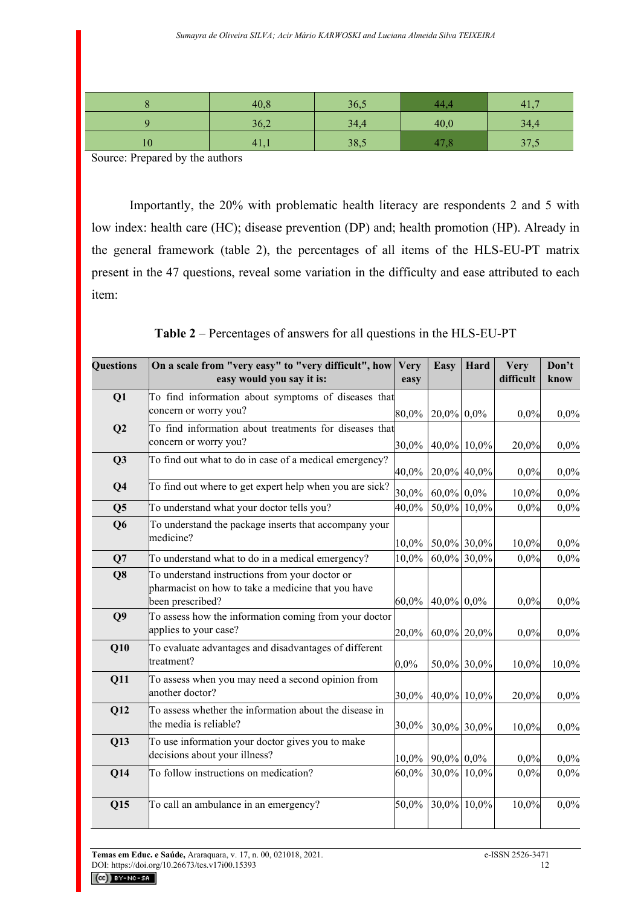| | | | | |
|---|---|---|---|---|
| 8 | 40,8 | 36,5 | 44,4 | 41,7 |
| 9 | 36,2 | 34,4 | 40,0 | 34,4 |
| 10 | 41,1 | 38,5 | 47,8 | 37,5 |

Source: Prepared by the authors

Importantly, the 20% with problematic health literacy are respondents 2 and 5 with low index: health care (HC); disease prevention (DP) and; health promotion (HP). Already in the general framework (table 2), the percentages of all items of the HLS-EU-PT matrix present in the 47 questions, reveal some variation in the difficulty and ease attributed to each item:

**Table 2** – Percentages of answers for all questions in the HLS-EU-PT

| Questions | On a scale from "very easy" to "very difficult", how easy would you say it is: | Very easy | Easy | Hard | Very difficult | Don't know |
|---|---|---|---|---|---|---|
| Q1 | To find information about symptoms of diseases that concern or worry you? | 80,0% | 20,0% | 0,0% | 0,0% | 0,0% |
| Q2 | To find information about treatments for diseases that concern or worry you? | 30,0% | 40,0% | 10,0% | 20,0% | 0,0% |
| Q3 | To find out what to do in case of a medical emergency? | 40,0% | 20,0% | 40,0% | 0,0% | 0,0% |
| Q4 | To find out where to get expert help when you are sick? | 30,0% | 60,0% | 0,0% | 10,0% | 0,0% |
| Q5 | To understand what your doctor tells you? | 40,0% | 50,0% | 10,0% | 0,0% | 0,0% |
| Q6 | To understand the package inserts that accompany your medicine? | 10,0% | 50,0% | 30,0% | 10,0% | 0,0% |
| Q7 | To understand what to do in a medical emergency? | 10,0% | 60,0% | 30,0% | 0,0% | 0,0% |
| Q8 | To understand instructions from your doctor or pharmacist on how to take a medicine that you have been prescribed? | 60,0% | 40,0% | 0,0% | 0,0% | 0,0% |
| Q9 | To assess how the information coming from your doctor applies to your case? | 20,0% | 60,0% | 20,0% | 0,0% | 0,0% |
| Q10 | To evaluate advantages and disadvantages of different treatment? | 0,0% | 50,0% | 30,0% | 10,0% | 10,0% |
| Q11 | To assess when you may need a second opinion from another doctor? | 30,0% | 40,0% | 10,0% | 20,0% | 0,0% |
| Q12 | To assess whether the information about the disease in the media is reliable? | 30,0% | 30,0% | 30,0% | 10,0% | 0,0% |
| Q13 | To use information your doctor gives you to make decisions about your illness? | 10,0% | 90,0% | 0,0% | 0,0% | 0,0% |
| Q14 | To follow instructions on medication? | 60,0% | 30,0% | 10,0% | 0,0% | 0,0% |
| Q15 | To call an ambulance in an emergency? | 50,0% | 30,0% | 10,0% | 10,0% | 0,0% |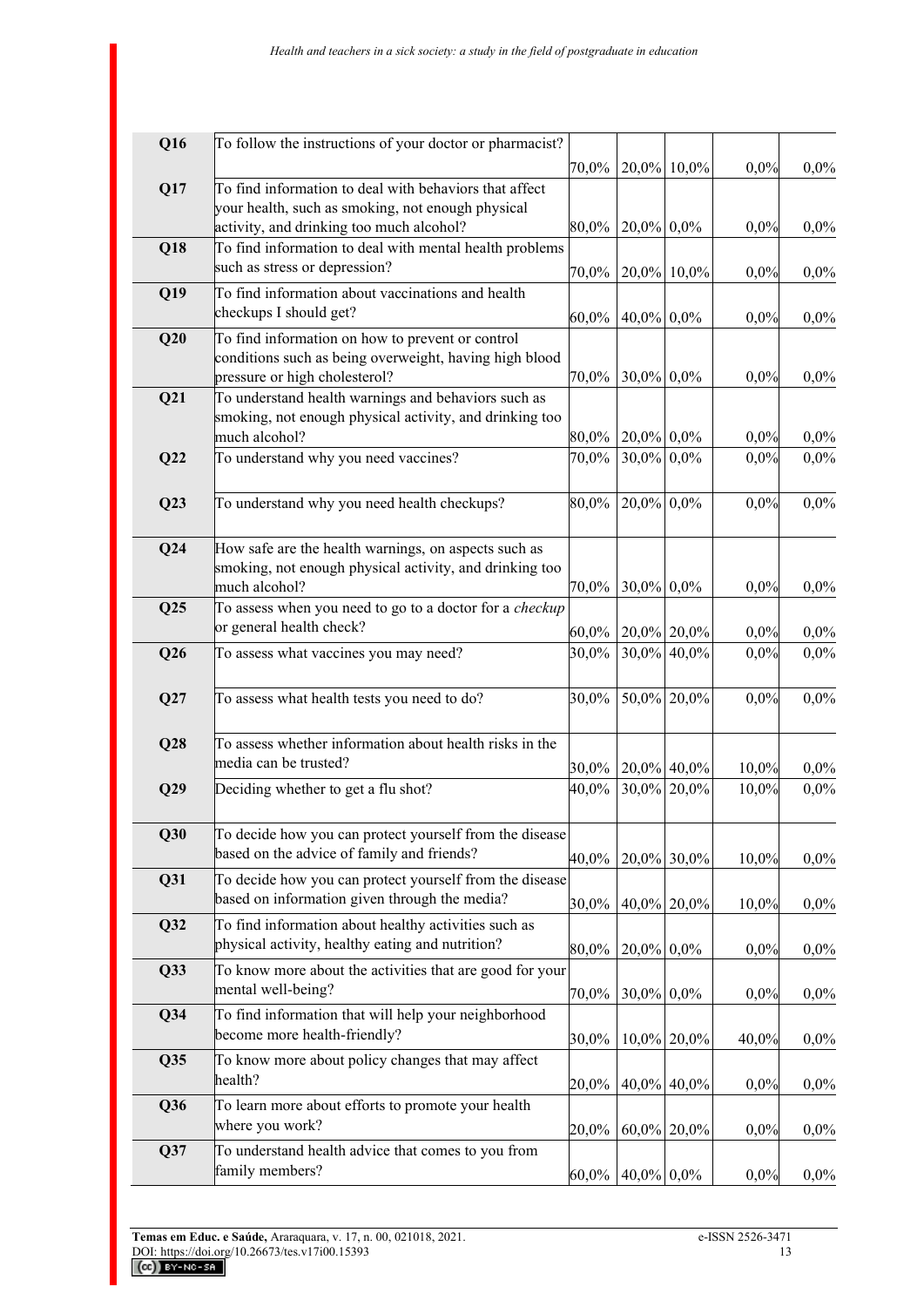| | | | | | | |
|---|---|---|---|---|---|---|
| **Q16** | To follow the instructions of your doctor or pharmacist? | 70,0% | 20,0% | 10,0% | 0,0% | 0,0% |
| **Q17** | To find information to deal with behaviors that affect your health, such as smoking, not enough physical activity, and drinking too much alcohol? | 80,0% | 20,0% | 0,0% | 0,0% | 0,0% |
| **Q18** | To find information to deal with mental health problems such as stress or depression? | 70,0% | 20,0% | 10,0% | 0,0% | 0,0% |
| **Q19** | To find information about vaccinations and health checkups I should get? | 60,0% | 40,0% | 0,0% | 0,0% | 0,0% |
| **Q20** | To find information on how to prevent or control conditions such as being overweight, having high blood pressure or high cholesterol? | 70,0% | 30,0% | 0,0% | 0,0% | 0,0% |
| **Q21** | To understand health warnings and behaviors such as smoking, not enough physical activity, and drinking too much alcohol? | 80,0% | 20,0% | 0,0% | 0,0% | 0,0% |
| **Q22** | To understand why you need vaccines? | 70,0% | 30,0% | 0,0% | 0,0% | 0,0% |
| **Q23** | To understand why you need health checkups? | 80,0% | 20,0% | 0,0% | 0,0% | 0,0% |
| **Q24** | How safe are the health warnings, on aspects such as smoking, not enough physical activity, and drinking too much alcohol? | 70,0% | 30,0% | 0,0% | 0,0% | 0,0% |
| **Q25** | To assess when you need to go to a doctor for a *checkup* or general health check? | 60,0% | 20,0% | 20,0% | 0,0% | 0,0% |
| **Q26** | To assess what vaccines you may need? | 30,0% | 30,0% | 40,0% | 0,0% | 0,0% |
| **Q27** | To assess what health tests you need to do? | 30,0% | 50,0% | 20,0% | 0,0% | 0,0% |
| **Q28** | To assess whether information about health risks in the media can be trusted? | 30,0% | 20,0% | 40,0% | 10,0% | 0,0% |
| **Q29** | Deciding whether to get a flu shot? | 40,0% | 30,0% | 20,0% | 10,0% | 0,0% |
| **Q30** | To decide how you can protect yourself from the disease based on the advice of family and friends? | 40,0% | 20,0% | 30,0% | 10,0% | 0,0% |
| **Q31** | To decide how you can protect yourself from the disease based on information given through the media? | 30,0% | 40,0% | 20,0% | 10,0% | 0,0% |
| **Q32** | To find information about healthy activities such as physical activity, healthy eating and nutrition? | 80,0% | 20,0% | 0,0% | 0,0% | 0,0% |
| **Q33** | To know more about the activities that are good for your mental well-being? | 70,0% | 30,0% | 0,0% | 0,0% | 0,0% |
| **Q34** | To find information that will help your neighborhood become more health-friendly? | 30,0% | 10,0% | 20,0% | 40,0% | 0,0% |
| **Q35** | To know more about policy changes that may affect health? | 20,0% | 40,0% | 40,0% | 0,0% | 0,0% |
| **Q36** | To learn more about efforts to promote your health where you work? | 20,0% | 60,0% | 20,0% | 0,0% | 0,0% |
| **Q37** | To understand health advice that comes to you from family members? | 60,0% | 40,0% | 0,0% | 0,0% | 0,0% |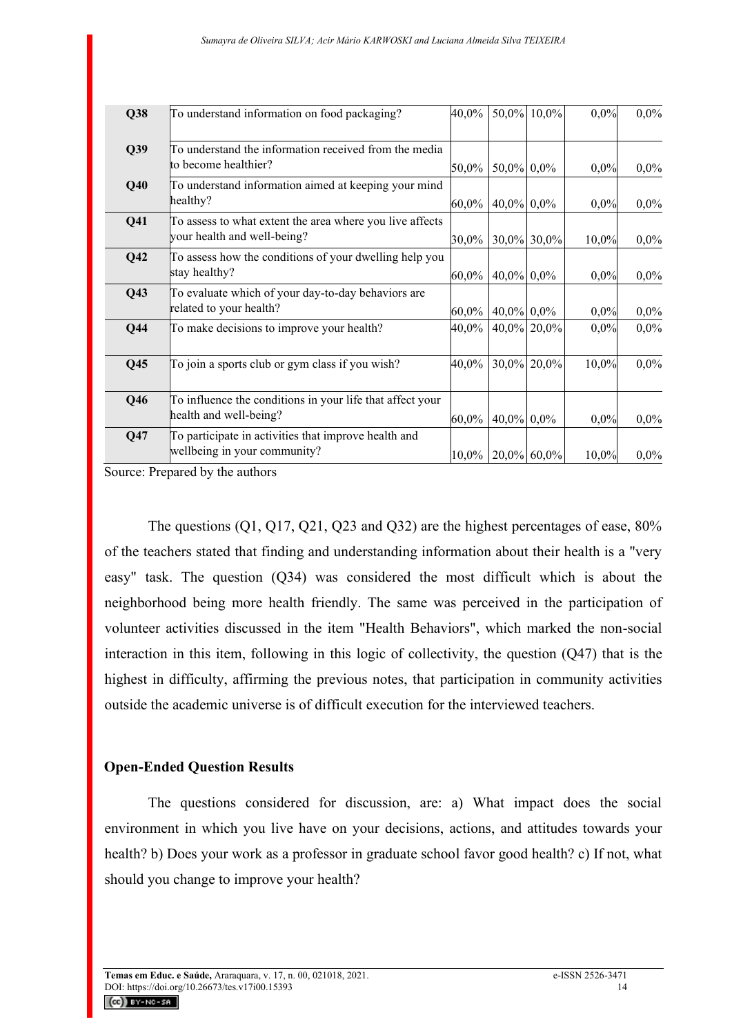| | | | | | | |
|---|---|---|---|---|---|---|
| **Q38** | To understand information on food packaging? | 40,0% | 50,0% | 10,0% | 0,0% | 0,0% |
| **Q39** | To understand the information received from the media to become healthier? | 50,0% | 50,0% | 0,0% | 0,0% | 0,0% |
| **Q40** | To understand information aimed at keeping your mind healthy? | 60,0% | 40,0% | 0,0% | 0,0% | 0,0% |
| **Q41** | To assess to what extent the area where you live affects your health and well-being? | 30,0% | 30,0% | 30,0% | 10,0% | 0,0% |
| **Q42** | To assess how the conditions of your dwelling help you stay healthy? | 60,0% | 40,0% | 0,0% | 0,0% | 0,0% |
| **Q43** | To evaluate which of your day-to-day behaviors are related to your health? | 60,0% | 40,0% | 0,0% | 0,0% | 0,0% |
| **Q44** | To make decisions to improve your health? | 40,0% | 40,0% | 20,0% | 0,0% | 0,0% |
| **Q45** | To join a sports club or gym class if you wish? | 40,0% | 30,0% | 20,0% | 10,0% | 0,0% |
| **Q46** | To influence the conditions in your life that affect your health and well-being? | 60,0% | 40,0% | 0,0% | 0,0% | 0,0% |
| **Q47** | To participate in activities that improve health and wellbeing in your community? | 10,0% | 20,0% | 60,0% | 10,0% | 0,0% |

Source: Prepared by the authors

The questions (Q1, Q17, Q21, Q23 and Q32) are the highest percentages of ease, 80% of the teachers stated that finding and understanding information about their health is a "very easy" task. The question (Q34) was considered the most difficult which is about the neighborhood being more health friendly. The same was perceived in the participation of volunteer activities discussed in the item "Health Behaviors", which marked the non-social interaction in this item, following in this logic of collectivity, the question (Q47) that is the highest in difficulty, affirming the previous notes, that participation in community activities outside the academic universe is of difficult execution for the interviewed teachers.

### Open-Ended Question Results

The questions considered for discussion, are: a) What impact does the social environment in which you live have on your decisions, actions, and attitudes towards your health? b) Does your work as a professor in graduate school favor good health? c) If not, what should you change to improve your health?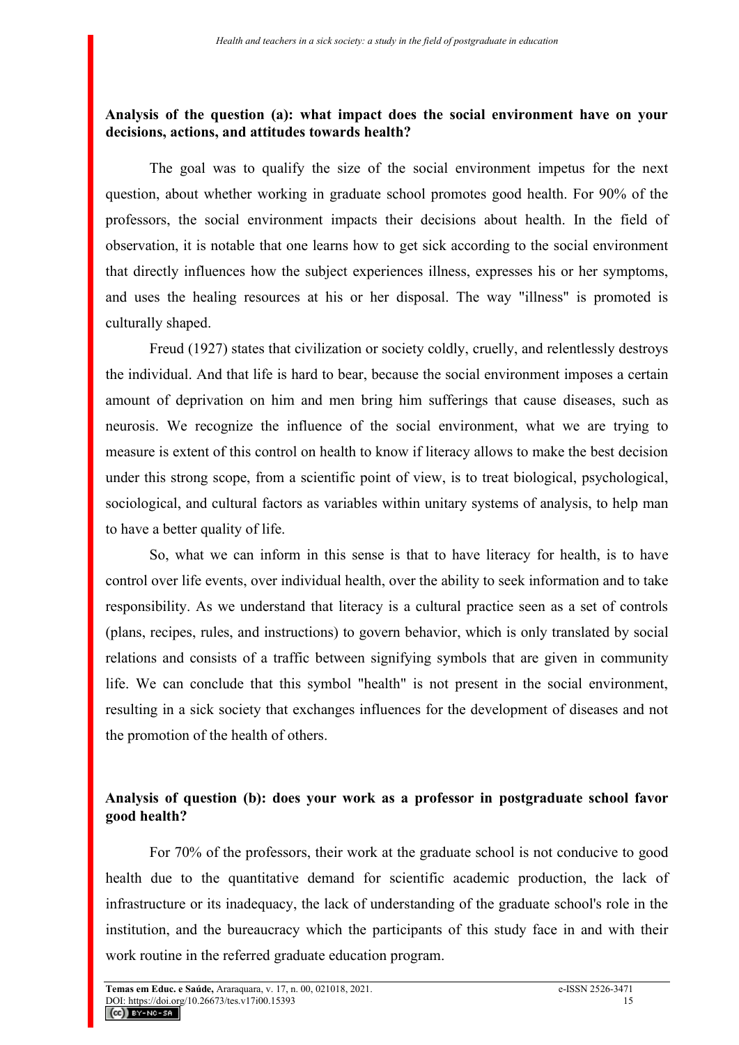**Analysis of the question (a): what impact does the social environment have on your decisions, actions, and attitudes towards health?**

The goal was to qualify the size of the social environment impetus for the next question, about whether working in graduate school promotes good health. For 90% of the professors, the social environment impacts their decisions about health. In the field of observation, it is notable that one learns how to get sick according to the social environment that directly influences how the subject experiences illness, expresses his or her symptoms, and uses the healing resources at his or her disposal. The way "illness" is promoted is culturally shaped.

Freud (1927) states that civilization or society coldly, cruelly, and relentlessly destroys the individual. And that life is hard to bear, because the social environment imposes a certain amount of deprivation on him and men bring him sufferings that cause diseases, such as neurosis. We recognize the influence of the social environment, what we are trying to measure is extent of this control on health to know if literacy allows to make the best decision under this strong scope, from a scientific point of view, is to treat biological, psychological, sociological, and cultural factors as variables within unitary systems of analysis, to help man to have a better quality of life.

So, what we can inform in this sense is that to have literacy for health, is to have control over life events, over individual health, over the ability to seek information and to take responsibility. As we understand that literacy is a cultural practice seen as a set of controls (plans, recipes, rules, and instructions) to govern behavior, which is only translated by social relations and consists of a traffic between signifying symbols that are given in community life. We can conclude that this symbol "health" is not present in the social environment, resulting in a sick society that exchanges influences for the development of diseases and not the promotion of the health of others.

**Analysis of question (b): does your work as a professor in postgraduate school favor good health?**

For 70% of the professors, their work at the graduate school is not conducive to good health due to the quantitative demand for scientific academic production, the lack of infrastructure or its inadequacy, the lack of understanding of the graduate school's role in the institution, and the bureaucracy which the participants of this study face in and with their work routine in the referred graduate education program.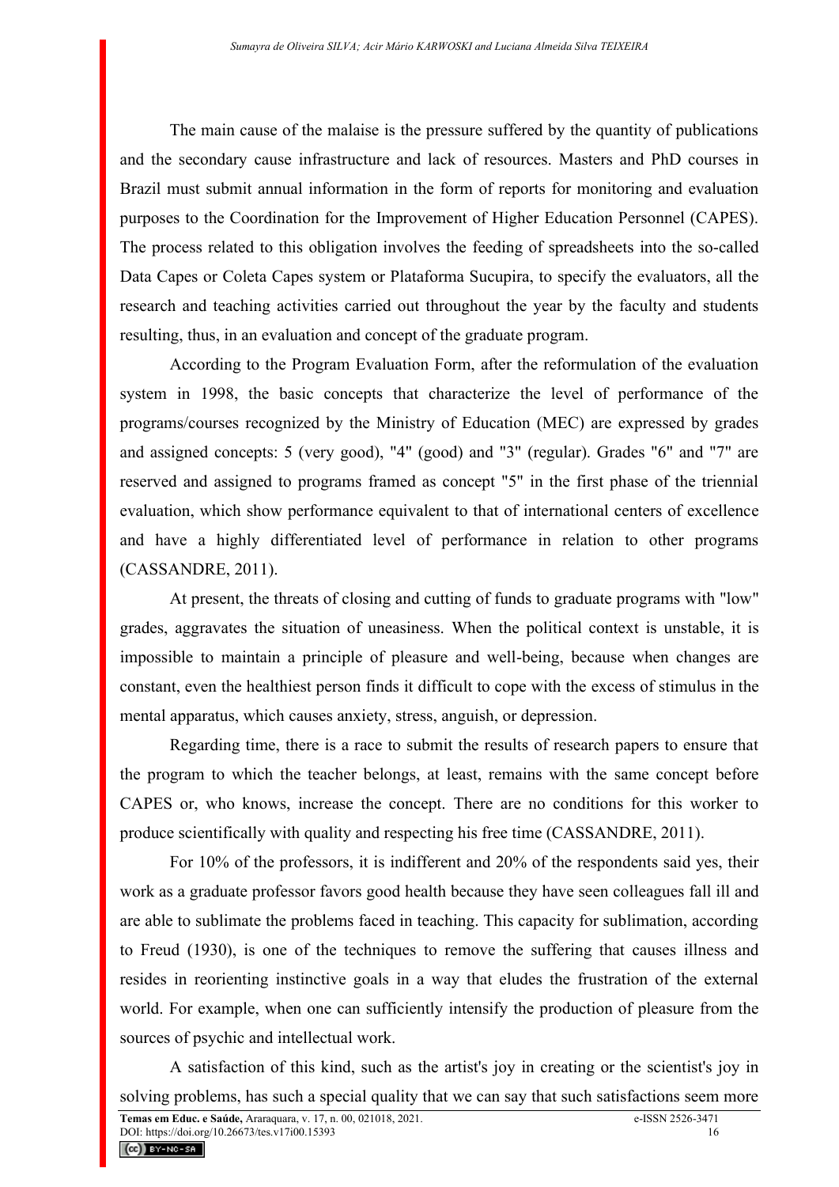The main cause of the malaise is the pressure suffered by the quantity of publications and the secondary cause infrastructure and lack of resources. Masters and PhD courses in Brazil must submit annual information in the form of reports for monitoring and evaluation purposes to the Coordination for the Improvement of Higher Education Personnel (CAPES). The process related to this obligation involves the feeding of spreadsheets into the so-called Data Capes or Coleta Capes system or Plataforma Sucupira, to specify the evaluators, all the research and teaching activities carried out throughout the year by the faculty and students resulting, thus, in an evaluation and concept of the graduate program.

According to the Program Evaluation Form, after the reformulation of the evaluation system in 1998, the basic concepts that characterize the level of performance of the programs/courses recognized by the Ministry of Education (MEC) are expressed by grades and assigned concepts: 5 (very good), "4" (good) and "3" (regular). Grades "6" and "7" are reserved and assigned to programs framed as concept "5" in the first phase of the triennial evaluation, which show performance equivalent to that of international centers of excellence and have a highly differentiated level of performance in relation to other programs (CASSANDRE, 2011).

At present, the threats of closing and cutting of funds to graduate programs with "low" grades, aggravates the situation of uneasiness. When the political context is unstable, it is impossible to maintain a principle of pleasure and well-being, because when changes are constant, even the healthiest person finds it difficult to cope with the excess of stimulus in the mental apparatus, which causes anxiety, stress, anguish, or depression.

Regarding time, there is a race to submit the results of research papers to ensure that the program to which the teacher belongs, at least, remains with the same concept before CAPES or, who knows, increase the concept. There are no conditions for this worker to produce scientifically with quality and respecting his free time (CASSANDRE, 2011).

For 10% of the professors, it is indifferent and 20% of the respondents said yes, their work as a graduate professor favors good health because they have seen colleagues fall ill and are able to sublimate the problems faced in teaching. This capacity for sublimation, according to Freud (1930), is one of the techniques to remove the suffering that causes illness and resides in reorienting instinctive goals in a way that eludes the frustration of the external world. For example, when one can sufficiently intensify the production of pleasure from the sources of psychic and intellectual work.

A satisfaction of this kind, such as the artist's joy in creating or the scientist's joy in solving problems, has such a special quality that we can say that such satisfactions seem more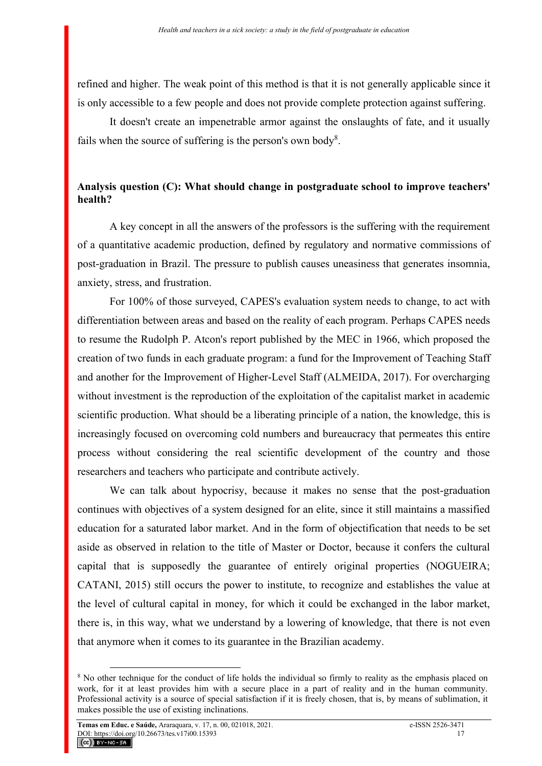refined and higher. The weak point of this method is that it is not generally applicable since it is only accessible to a few people and does not provide complete protection against suffering.

It doesn't create an impenetrable armor against the onslaughts of fate, and it usually fails when the source of suffering is the person's own body[8].

**Analysis question (C): What should change in postgraduate school to improve teachers' health?**

A key concept in all the answers of the professors is the suffering with the requirement of a quantitative academic production, defined by regulatory and normative commissions of post-graduation in Brazil. The pressure to publish causes uneasiness that generates insomnia, anxiety, stress, and frustration.

For 100% of those surveyed, CAPES's evaluation system needs to change, to act with differentiation between areas and based on the reality of each program. Perhaps CAPES needs to resume the Rudolph P. Atcon's report published by the MEC in 1966, which proposed the creation of two funds in each graduate program: a fund for the Improvement of Teaching Staff and another for the Improvement of Higher-Level Staff (ALMEIDA, 2017). For overcharging without investment is the reproduction of the exploitation of the capitalist market in academic scientific production. What should be a liberating principle of a nation, the knowledge, this is increasingly focused on overcoming cold numbers and bureaucracy that permeates this entire process without considering the real scientific development of the country and those researchers and teachers who participate and contribute actively.

We can talk about hypocrisy, because it makes no sense that the post-graduation continues with objectives of a system designed for an elite, since it still maintains a massified education for a saturated labor market. And in the form of objectification that needs to be set aside as observed in relation to the title of Master or Doctor, because it confers the cultural capital that is supposedly the guarantee of entirely original properties (NOGUEIRA; CATANI, 2015) still occurs the power to institute, to recognize and establishes the value at the level of cultural capital in money, for which it could be exchanged in the labor market, there is, in this way, what we understand by a lowering of knowledge, that there is not even that anymore when it comes to its guarantee in the Brazilian academy.

[8] No other technique for the conduct of life holds the individual so firmly to reality as the emphasis placed on work, for it at least provides him with a secure place in a part of reality and in the human community. Professional activity is a source of special satisfaction if it is freely chosen, that is, by means of sublimation, it makes possible the use of existing inclinations.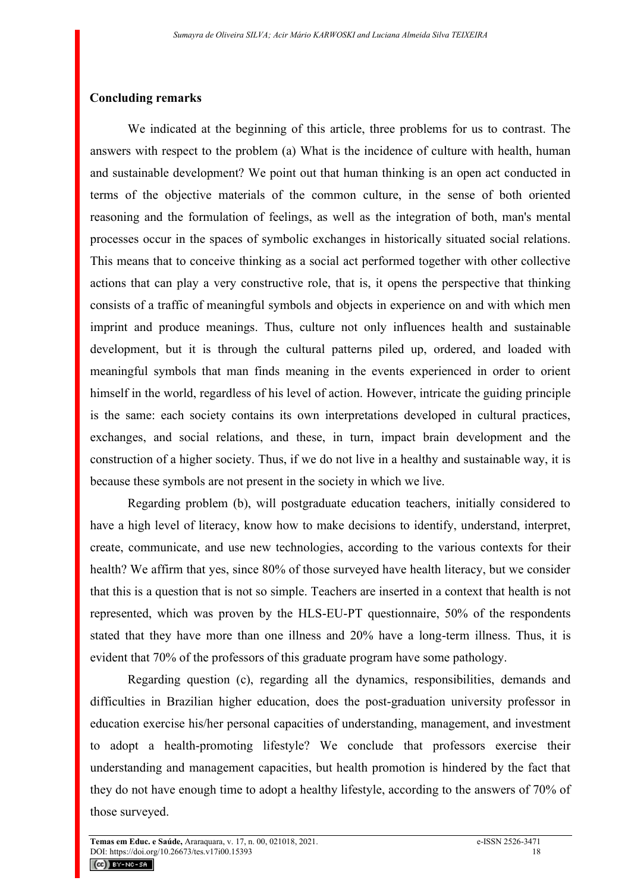**Concluding remarks**

We indicated at the beginning of this article, three problems for us to contrast. The answers with respect to the problem (a) What is the incidence of culture with health, human and sustainable development? We point out that human thinking is an open act conducted in terms of the objective materials of the common culture, in the sense of both oriented reasoning and the formulation of feelings, as well as the integration of both, man's mental processes occur in the spaces of symbolic exchanges in historically situated social relations. This means that to conceive thinking as a social act performed together with other collective actions that can play a very constructive role, that is, it opens the perspective that thinking consists of a traffic of meaningful symbols and objects in experience on and with which men imprint and produce meanings. Thus, culture not only influences health and sustainable development, but it is through the cultural patterns piled up, ordered, and loaded with meaningful symbols that man finds meaning in the events experienced in order to orient himself in the world, regardless of his level of action. However, intricate the guiding principle is the same: each society contains its own interpretations developed in cultural practices, exchanges, and social relations, and these, in turn, impact brain development and the construction of a higher society. Thus, if we do not live in a healthy and sustainable way, it is because these symbols are not present in the society in which we live.

Regarding problem (b), will postgraduate education teachers, initially considered to have a high level of literacy, know how to make decisions to identify, understand, interpret, create, communicate, and use new technologies, according to the various contexts for their health? We affirm that yes, since 80% of those surveyed have health literacy, but we consider that this is a question that is not so simple. Teachers are inserted in a context that health is not represented, which was proven by the HLS-EU-PT questionnaire, 50% of the respondents stated that they have more than one illness and 20% have a long-term illness. Thus, it is evident that 70% of the professors of this graduate program have some pathology.

Regarding question (c), regarding all the dynamics, responsibilities, demands and difficulties in Brazilian higher education, does the post-graduation university professor in education exercise his/her personal capacities of understanding, management, and investment to adopt a health-promoting lifestyle? We conclude that professors exercise their understanding and management capacities, but health promotion is hindered by the fact that they do not have enough time to adopt a healthy lifestyle, according to the answers of 70% of those surveyed.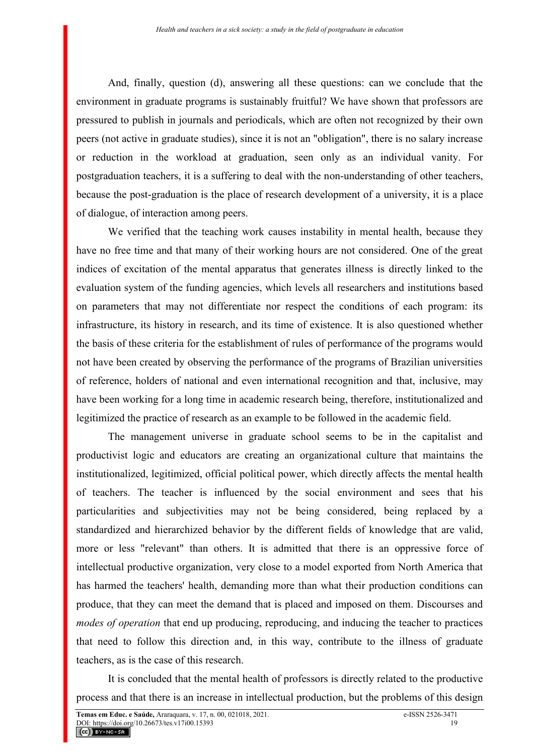And, finally, question (d), answering all these questions: can we conclude that the environment in graduate programs is sustainably fruitful? We have shown that professors are pressured to publish in journals and periodicals, which are often not recognized by their own peers (not active in graduate studies), since it is not an "obligation", there is no salary increase or reduction in the workload at graduation, seen only as an individual vanity. For postgraduation teachers, it is a suffering to deal with the non-understanding of other teachers, because the post-graduation is the place of research development of a university, it is a place of dialogue, of interaction among peers.

We verified that the teaching work causes instability in mental health, because they have no free time and that many of their working hours are not considered. One of the great indices of excitation of the mental apparatus that generates illness is directly linked to the evaluation system of the funding agencies, which levels all researchers and institutions based on parameters that may not differentiate nor respect the conditions of each program: its infrastructure, its history in research, and its time of existence. It is also questioned whether the basis of these criteria for the establishment of rules of performance of the programs would not have been created by observing the performance of the programs of Brazilian universities of reference, holders of national and even international recognition and that, inclusive, may have been working for a long time in academic research being, therefore, institutionalized and legitimized the practice of research as an example to be followed in the academic field.

The management universe in graduate school seems to be in the capitalist and productivist logic and educators are creating an organizational culture that maintains the institutionalized, legitimized, official political power, which directly affects the mental health of teachers. The teacher is influenced by the social environment and sees that his particularities and subjectivities may not be being considered, being replaced by a standardized and hierarchized behavior by the different fields of knowledge that are valid, more or less "relevant" than others. It is admitted that there is an oppressive force of intellectual productive organization, very close to a model exported from North America that has harmed the teachers' health, demanding more than what their production conditions can produce, that they can meet the demand that is placed and imposed on them. Discourses and *modes of operation* that end up producing, reproducing, and inducing the teacher to practices that need to follow this direction and, in this way, contribute to the illness of graduate teachers, as is the case of this research.

It is concluded that the mental health of professors is directly related to the productive process and that there is an increase in intellectual production, but the problems of this design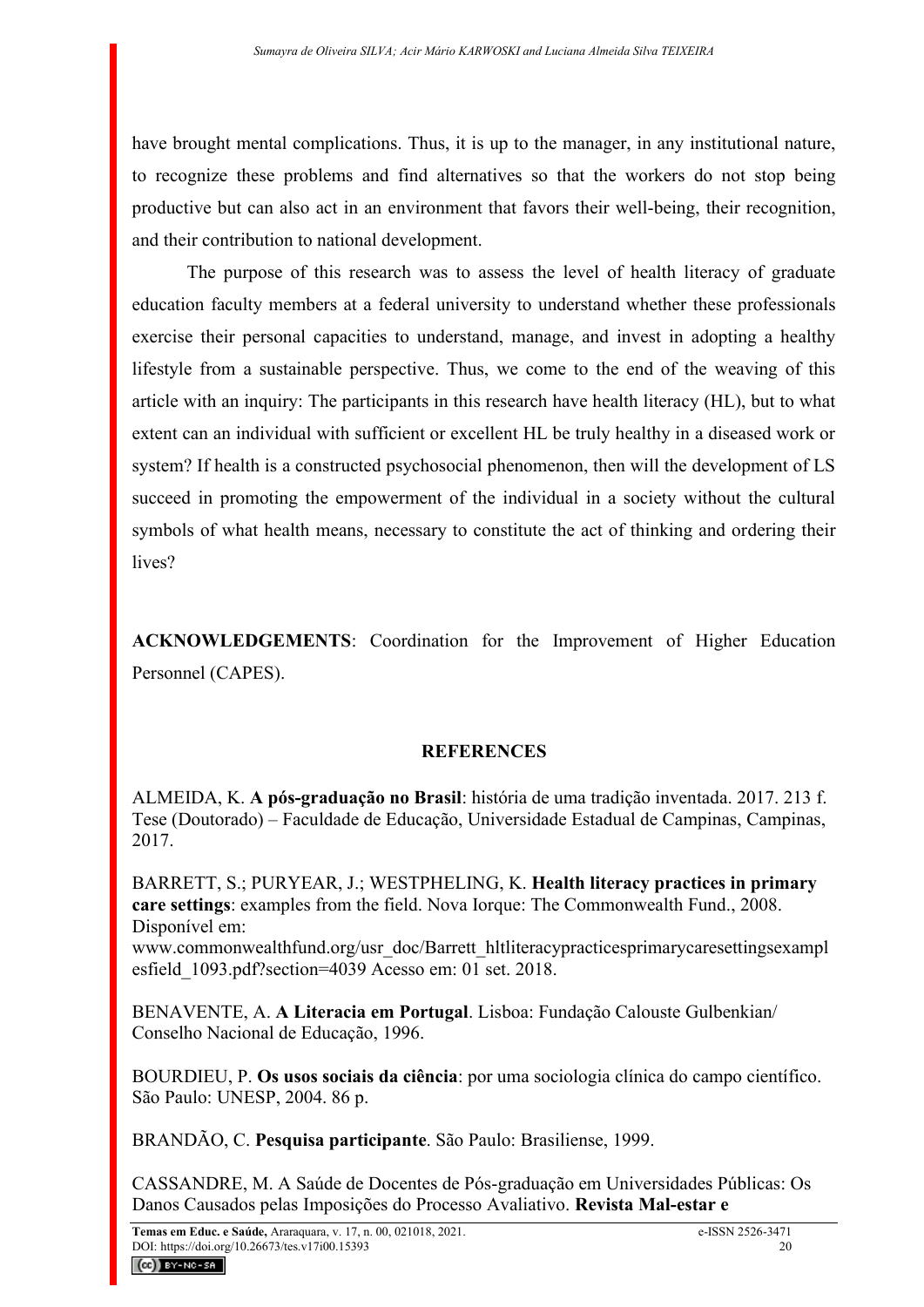have brought mental complications. Thus, it is up to the manager, in any institutional nature, to recognize these problems and find alternatives so that the workers do not stop being productive but can also act in an environment that favors their well-being, their recognition, and their contribution to national development.

The purpose of this research was to assess the level of health literacy of graduate education faculty members at a federal university to understand whether these professionals exercise their personal capacities to understand, manage, and invest in adopting a healthy lifestyle from a sustainable perspective. Thus, we come to the end of the weaving of this article with an inquiry: The participants in this research have health literacy (HL), but to what extent can an individual with sufficient or excellent HL be truly healthy in a diseased work or system? If health is a constructed psychosocial phenomenon, then will the development of LS succeed in promoting the empowerment of the individual in a society without the cultural symbols of what health means, necessary to constitute the act of thinking and ordering their lives?

**ACKNOWLEDGEMENTS**: Coordination for the Improvement of Higher Education Personnel (CAPES).

## REFERENCES

ALMEIDA, K. **A pós-graduação no Brasil**: história de uma tradição inventada. 2017. 213 f. Tese (Doutorado) – Faculdade de Educação, Universidade Estadual de Campinas, Campinas, 2017.

BARRETT, S.; PURYEAR, J.; WESTPHELING, K. **Health literacy practices in primary care settings**: examples from the field. Nova Iorque: The Commonwealth Fund., 2008. Disponível em: www.commonwealthfund.org/usr_doc/Barrett_hltliteracypracticesprimarycaresettingsexamplesfield_1093.pdf?section=4039 Acesso em: 01 set. 2018.

BENAVENTE, A. **A Literacia em Portugal**. Lisboa: Fundação Calouste Gulbenkian/ Conselho Nacional de Educação, 1996.

BOURDIEU, P. **Os usos sociais da ciência**: por uma sociologia clínica do campo científico. São Paulo: UNESP, 2004. 86 p.

BRANDÃO, C. **Pesquisa participante**. São Paulo: Brasiliense, 1999.

CASSANDRE, M. A Saúde de Docentes de Pós-graduação em Universidades Públicas: Os Danos Causados pelas Imposições do Processo Avaliativo. **Revista Mal-estar e**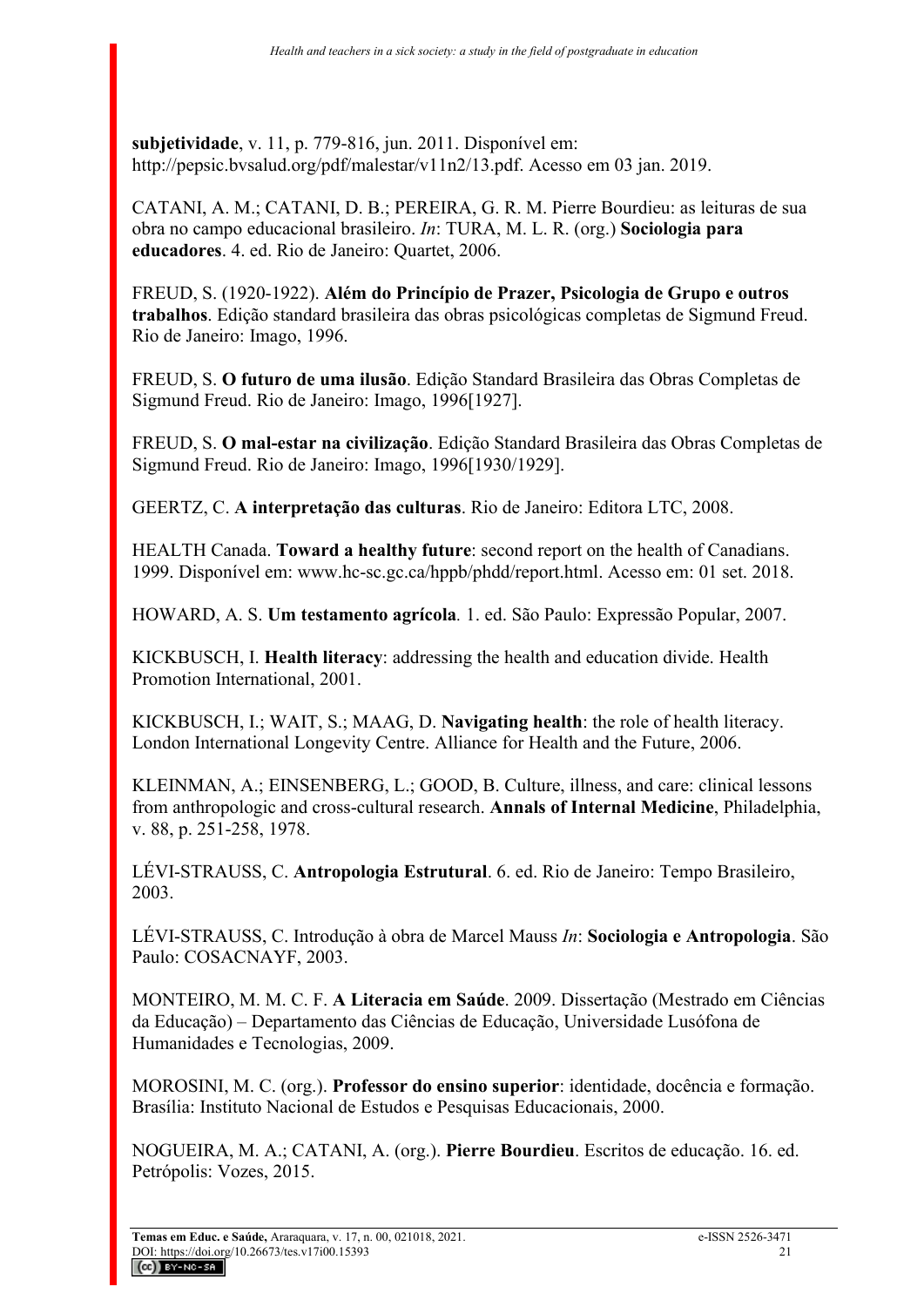**subjetividade**, v. 11, p. 779-816, jun. 2011. Disponível em: http://pepsic.bvsalud.org/pdf/malestar/v11n2/13.pdf. Acesso em 03 jan. 2019.

CATANI, A. M.; CATANI, D. B.; PEREIRA, G. R. M. Pierre Bourdieu: as leituras de sua obra no campo educacional brasileiro. *In*: TURA, M. L. R. (org.) **Sociologia para educadores**. 4. ed. Rio de Janeiro: Quartet, 2006.

FREUD, S. (1920-1922). **Além do Princípio de Prazer, Psicologia de Grupo e outros trabalhos**. Edição standard brasileira das obras psicológicas completas de Sigmund Freud. Rio de Janeiro: Imago, 1996.

FREUD, S. **O futuro de uma ilusão**. Edição Standard Brasileira das Obras Completas de Sigmund Freud. Rio de Janeiro: Imago, 1996[1927].

FREUD, S. **O mal-estar na civilização**. Edição Standard Brasileira das Obras Completas de Sigmund Freud. Rio de Janeiro: Imago, 1996[1930/1929].

GEERTZ, C. **A interpretação das culturas**. Rio de Janeiro: Editora LTC, 2008.

HEALTH Canada. **Toward a healthy future**: second report on the health of Canadians. 1999. Disponível em: www.hc-sc.gc.ca/hppb/phdd/report.html. Acesso em: 01 set. 2018.

HOWARD, A. S. **Um testamento agrícola**. 1. ed. São Paulo: Expressão Popular, 2007.

KICKBUSCH, I. **Health literacy**: addressing the health and education divide. Health Promotion International, 2001.

KICKBUSCH, I.; WAIT, S.; MAAG, D. **Navigating health**: the role of health literacy. London International Longevity Centre. Alliance for Health and the Future, 2006.

KLEINMAN, A.; EINSENBERG, L.; GOOD, B. Culture, illness, and care: clinical lessons from anthropologic and cross-cultural research. **Annals of Internal Medicine**, Philadelphia, v. 88, p. 251-258, 1978.

LÉVI-STRAUSS, C. **Antropologia Estrutural**. 6. ed. Rio de Janeiro: Tempo Brasileiro, 2003.

LÉVI-STRAUSS, C. Introdução à obra de Marcel Mauss *In*: **Sociologia e Antropologia**. São Paulo: COSACNAYF, 2003.

MONTEIRO, M. M. C. F. **A Literacia em Saúde**. 2009. Dissertação (Mestrado em Ciências da Educação) – Departamento das Ciências de Educação, Universidade Lusófona de Humanidades e Tecnologias, 2009.

MOROSINI, M. C. (org.). **Professor do ensino superior**: identidade, docência e formação. Brasília: Instituto Nacional de Estudos e Pesquisas Educacionais, 2000.

NOGUEIRA, M. A.; CATANI, A. (org.). **Pierre Bourdieu**. Escritos de educação. 16. ed. Petrópolis: Vozes, 2015.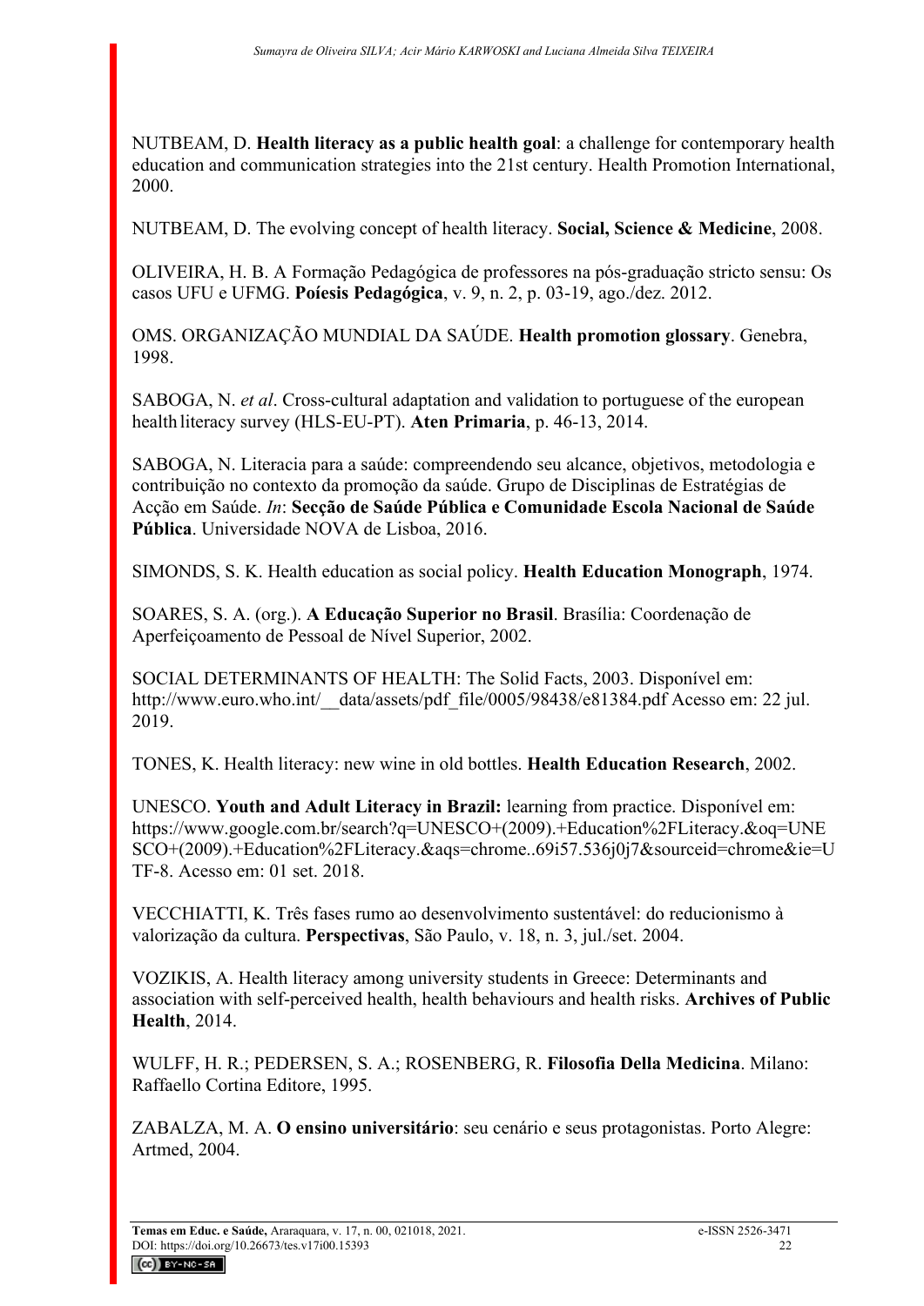NUTBEAM, D. **Health literacy as a public health goal**: a challenge for contemporary health education and communication strategies into the 21st century. Health Promotion International, 2000.

NUTBEAM, D. The evolving concept of health literacy. **Social, Science & Medicine**, 2008.

OLIVEIRA, H. B. A Formação Pedagógica de professores na pós-graduação stricto sensu: Os casos UFU e UFMG. **Poíesis Pedagógica**, v. 9, n. 2, p. 03-19, ago./dez. 2012.

OMS. ORGANIZAÇÃO MUNDIAL DA SAÚDE. **Health promotion glossary**. Genebra, 1998.

SABOGA, N. *et al*. Cross-cultural adaptation and validation to portuguese of the european health literacy survey (HLS-EU-PT). **Aten Primaria**, p. 46-13, 2014.

SABOGA, N. Literacia para a saúde: compreendendo seu alcance, objetivos, metodologia e contribuição no contexto da promoção da saúde. Grupo de Disciplinas de Estratégias de Acção em Saúde. *In*: **Secção de Saúde Pública e Comunidade Escola Nacional de Saúde Pública**. Universidade NOVA de Lisboa, 2016.

SIMONDS, S. K. Health education as social policy. **Health Education Monograph**, 1974.

SOARES, S. A. (org.). **A Educação Superior no Brasil**. Brasília: Coordenação de Aperfeiçoamento de Pessoal de Nível Superior, 2002.

SOCIAL DETERMINANTS OF HEALTH: The Solid Facts, 2003. Disponível em: http://www.euro.who.int/__data/assets/pdf_file/0005/98438/e81384.pdf Acesso em: 22 jul. 2019.

TONES, K. Health literacy: new wine in old bottles. **Health Education Research**, 2002.

UNESCO. **Youth and Adult Literacy in Brazil:** learning from practice. Disponível em: https://www.google.com.br/search?q=UNESCO+(2009).+Education%2FLiteracy.&oq=UNESCO+(2009).+Education%2FLiteracy.&aqs=chrome..69i57.536j0j7&sourceid=chrome&ie=UTF-8. Acesso em: 01 set. 2018.

VECCHIATTI, K. Três fases rumo ao desenvolvimento sustentável: do reducionismo à valorização da cultura. **Perspectivas**, São Paulo, v. 18, n. 3, jul./set. 2004.

VOZIKIS, A. Health literacy among university students in Greece: Determinants and association with self-perceived health, health behaviours and health risks. **Archives of Public Health**, 2014.

WULFF, H. R.; PEDERSEN, S. A.; ROSENBERG, R. **Filosofia Della Medicina**. Milano: Raffaello Cortina Editore, 1995.

ZABALZA, M. A. **O ensino universitário**: seu cenário e seus protagonistas. Porto Alegre: Artmed, 2004.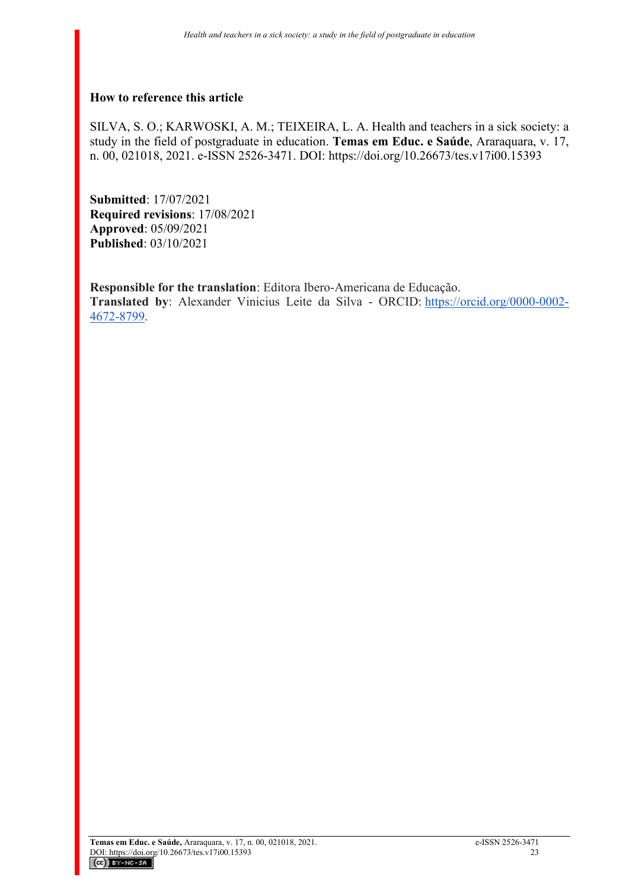### How to reference this article

SILVA, S. O.; KARWOSKI, A. M.; TEIXEIRA, L. A. Health and teachers in a sick society: a study in the field of postgraduate in education. **Temas em Educ. e Saúde**, Araraquara, v. 17, n. 00, 021018, 2021. e-ISSN 2526-3471. DOI: https://doi.org/10.26673/tes.v17i00.15393

**Submitted**: 17/07/2021
**Required revisions**: 17/08/2021
**Approved**: 05/09/2021
**Published**: 03/10/2021

**Responsible for the translation**: Editora Ibero-Americana de Educação.
**Translated by**: Alexander Vinicius Leite da Silva - ORCID: https://orcid.org/0000-0002-4672-8799.